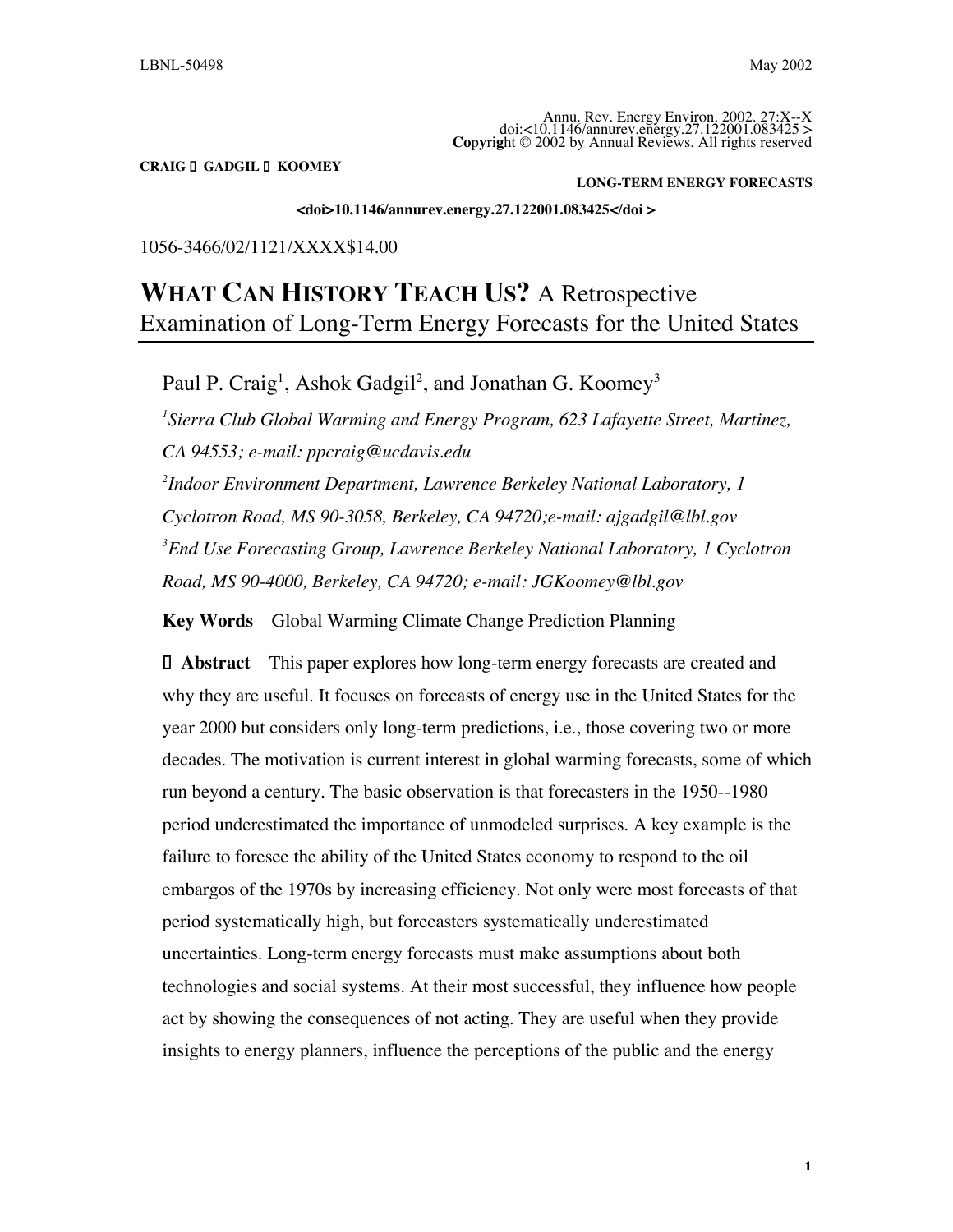LBNL-50498

May 2002

Annu. Rev. Energy Environ. 2002. 27:X--X
doi:<10.1146/annurev.energy.27.122001.083425 >
Copyright © 2002 by Annual Reviews. All rights reserved

<doi>10.1146/annurev.energy.27.122001.083425</doi >

1056-3466/02/1121/XXXX$14.00

# WHAT CAN HISTORY TEACH US? A Retrospective Examination of Long-Term Energy Forecasts for the United States

Paul P. Craig[1], Ashok Gadgil[2], and Jonathan G. Koomey[3]

[1]*Sierra Club Global Warming and Energy Program, 623 Lafayette Street, Martinez, CA 94553; e-mail: ppcraig@ucdavis.edu*

[2]*Indoor Environment Department, Lawrence Berkeley National Laboratory, 1 Cyclotron Road, MS 90-3058, Berkeley, CA 94720;e-mail: ajgadgil@lbl.gov*

[3]*End Use Forecasting Group, Lawrence Berkeley National Laboratory, 1 Cyclotron Road, MS 90-4000, Berkeley, CA 94720; e-mail: JGKoomey@lbl.gov*

**Key Words** Global Warming Climate Change Prediction Planning

**Abstract** This paper explores how long-term energy forecasts are created and why they are useful. It focuses on forecasts of energy use in the United States for the year 2000 but considers only long-term predictions, i.e., those covering two or more decades. The motivation is current interest in global warming forecasts, some of which run beyond a century. The basic observation is that forecasters in the 1950--1980 period underestimated the importance of unmodeled surprises. A key example is the failure to foresee the ability of the United States economy to respond to the oil embargos of the 1970s by increasing efficiency. Not only were most forecasts of that period systematically high, but forecasters systematically underestimated uncertainties. Long-term energy forecasts must make assumptions about both technologies and social systems. At their most successful, they influence how people act by showing the consequences of not acting. They are useful when they provide insights to energy planners, influence the perceptions of the public and the energy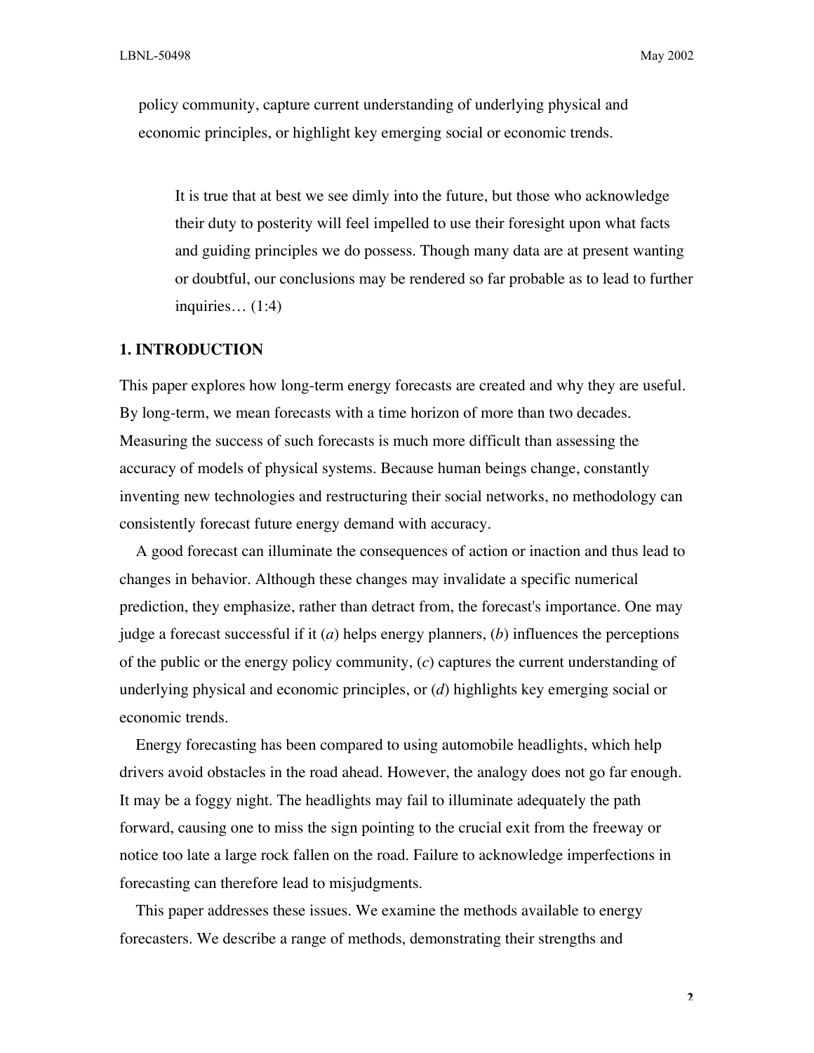policy community, capture current understanding of underlying physical and economic principles, or highlight key emerging social or economic trends.

> It is true that at best we see dimly into the future, but those who acknowledge their duty to posterity will feel impelled to use their foresight upon what facts and guiding principles we do possess. Though many data are at present wanting or doubtful, our conclusions may be rendered so far probable as to lead to further inquiries… (1:4)

## 1. INTRODUCTION

This paper explores how long-term energy forecasts are created and why they are useful. By long-term, we mean forecasts with a time horizon of more than two decades. Measuring the success of such forecasts is much more difficult than assessing the accuracy of models of physical systems. Because human beings change, constantly inventing new technologies and restructuring their social networks, no methodology can consistently forecast future energy demand with accuracy.

A good forecast can illuminate the consequences of action or inaction and thus lead to changes in behavior. Although these changes may invalidate a specific numerical prediction, they emphasize, rather than detract from, the forecast's importance. One may judge a forecast successful if it (*a*) helps energy planners, (*b*) influences the perceptions of the public or the energy policy community, (*c*) captures the current understanding of underlying physical and economic principles, or (*d*) highlights key emerging social or economic trends.

Energy forecasting has been compared to using automobile headlights, which help drivers avoid obstacles in the road ahead. However, the analogy does not go far enough. It may be a foggy night. The headlights may fail to illuminate adequately the path forward, causing one to miss the sign pointing to the crucial exit from the freeway or notice too late a large rock fallen on the road. Failure to acknowledge imperfections in forecasting can therefore lead to misjudgments.

This paper addresses these issues. We examine the methods available to energy forecasters. We describe a range of methods, demonstrating their strengths and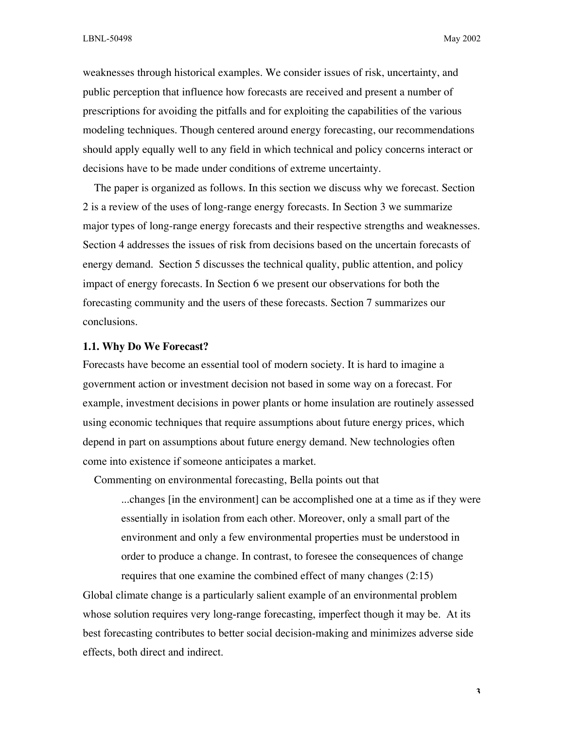weaknesses through historical examples. We consider issues of risk, uncertainty, and public perception that influence how forecasts are received and present a number of prescriptions for avoiding the pitfalls and for exploiting the capabilities of the various modeling techniques. Though centered around energy forecasting, our recommendations should apply equally well to any field in which technical and policy concerns interact or decisions have to be made under conditions of extreme uncertainty.

The paper is organized as follows. In this section we discuss why we forecast. Section 2 is a review of the uses of long-range energy forecasts. In Section 3 we summarize major types of long-range energy forecasts and their respective strengths and weaknesses. Section 4 addresses the issues of risk from decisions based on the uncertain forecasts of energy demand. Section 5 discusses the technical quality, public attention, and policy impact of energy forecasts. In Section 6 we present our observations for both the forecasting community and the users of these forecasts. Section 7 summarizes our conclusions.

### 1.1. Why Do We Forecast?

Forecasts have become an essential tool of modern society. It is hard to imagine a government action or investment decision not based in some way on a forecast. For example, investment decisions in power plants or home insulation are routinely assessed using economic techniques that require assumptions about future energy prices, which depend in part on assumptions about future energy demand. New technologies often come into existence if someone anticipates a market.

Commenting on environmental forecasting, Bella points out that

> ...changes [in the environment] can be accomplished one at a time as if they were essentially in isolation from each other. Moreover, only a small part of the environment and only a few environmental properties must be understood in order to produce a change. In contrast, to foresee the consequences of change requires that one examine the combined effect of many changes (2:15)

Global climate change is a particularly salient example of an environmental problem whose solution requires very long-range forecasting, imperfect though it may be. At its best forecasting contributes to better social decision-making and minimizes adverse side effects, both direct and indirect.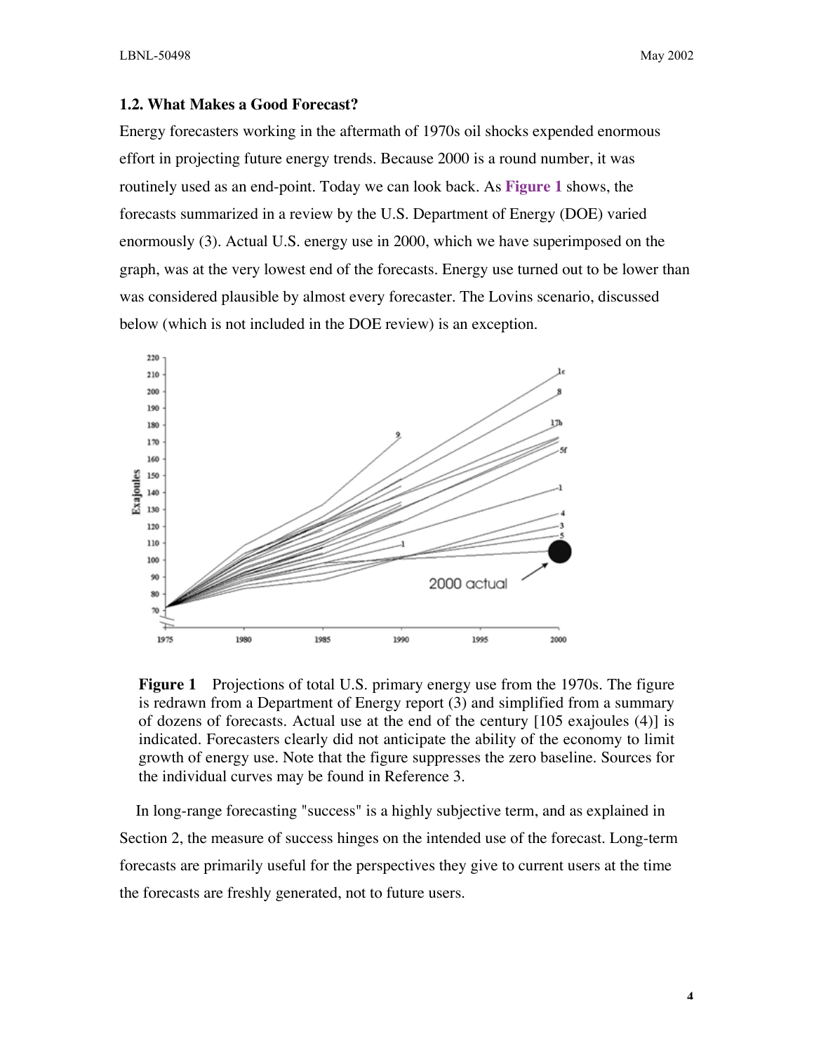### 1.2. What Makes a Good Forecast?

Energy forecasters working in the aftermath of 1970s oil shocks expended enormous effort in projecting future energy trends. Because 2000 is a round number, it was routinely used as an end-point. Today we can look back. As **Figure 1** shows, the forecasts summarized in a review by the U.S. Department of Energy (DOE) varied enormously (3). Actual U.S. energy use in 2000, which we have superimposed on the graph, was at the very lowest end of the forecasts. Energy use turned out to be lower than was considered plausible by almost every forecaster. The Lovins scenario, discussed below (which is not included in the DOE review) is an exception.

**Figure 1** Projections of total U.S. primary energy use from the 1970s. The figure is redrawn from a Department of Energy report (3) and simplified from a summary of dozens of forecasts. Actual use at the end of the century [105 exajoules (4)] is indicated. Forecasters clearly did not anticipate the ability of the economy to limit growth of energy use. Note that the figure suppresses the zero baseline. Sources for the individual curves may be found in Reference 3.

In long-range forecasting "success" is a highly subjective term, and as explained in Section 2, the measure of success hinges on the intended use of the forecast. Long-term forecasts are primarily useful for the perspectives they give to current users at the time the forecasts are freshly generated, not to future users.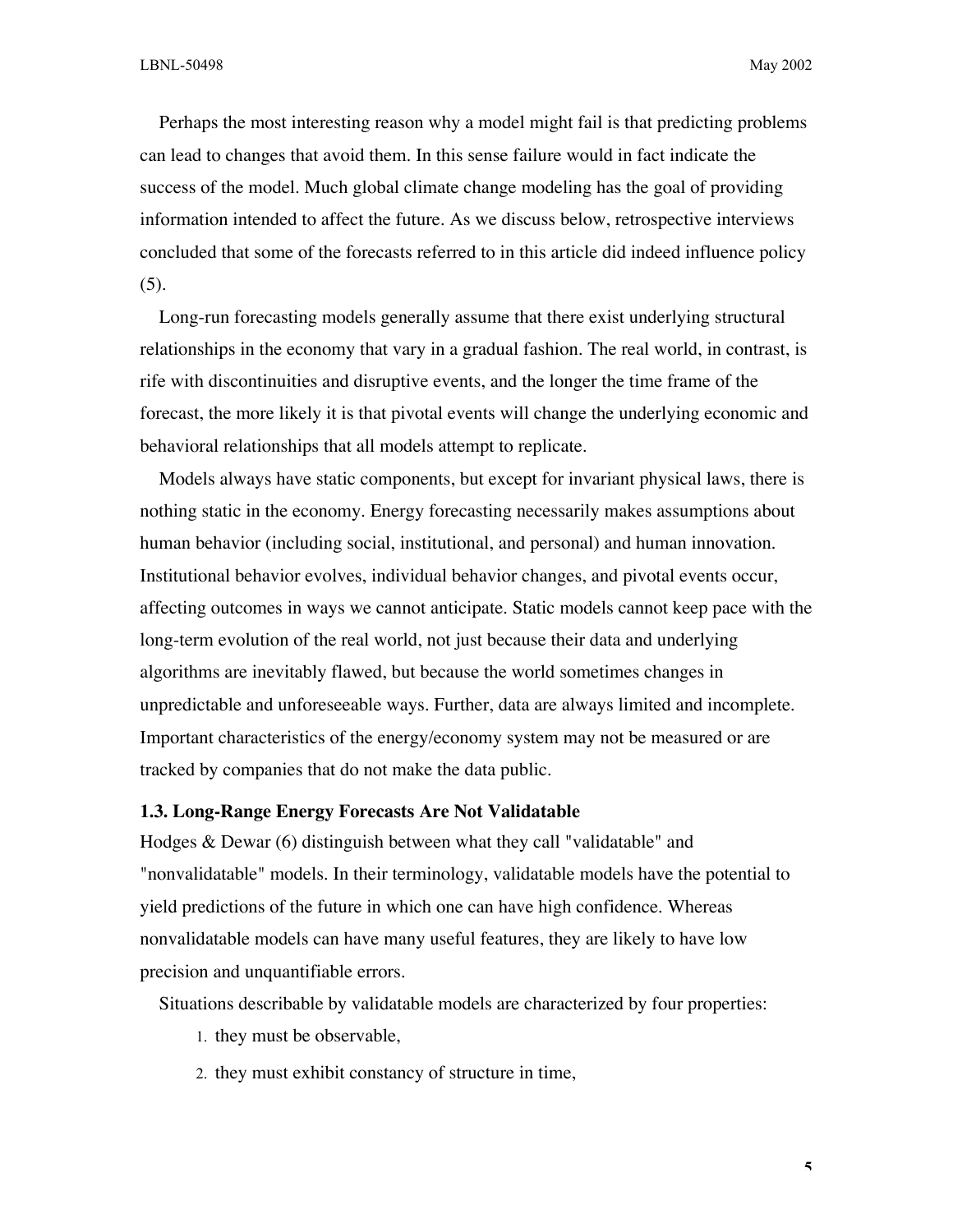Perhaps the most interesting reason why a model might fail is that predicting problems can lead to changes that avoid them. In this sense failure would in fact indicate the success of the model. Much global climate change modeling has the goal of providing information intended to affect the future. As we discuss below, retrospective interviews concluded that some of the forecasts referred to in this article did indeed influence policy (5).

Long-run forecasting models generally assume that there exist underlying structural relationships in the economy that vary in a gradual fashion. The real world, in contrast, is rife with discontinuities and disruptive events, and the longer the time frame of the forecast, the more likely it is that pivotal events will change the underlying economic and behavioral relationships that all models attempt to replicate.

Models always have static components, but except for invariant physical laws, there is nothing static in the economy. Energy forecasting necessarily makes assumptions about human behavior (including social, institutional, and personal) and human innovation. Institutional behavior evolves, individual behavior changes, and pivotal events occur, affecting outcomes in ways we cannot anticipate. Static models cannot keep pace with the long-term evolution of the real world, not just because their data and underlying algorithms are inevitably flawed, but because the world sometimes changes in unpredictable and unforeseeable ways. Further, data are always limited and incomplete. Important characteristics of the energy/economy system may not be measured or are tracked by companies that do not make the data public.

### 1.3. Long-Range Energy Forecasts Are Not Validatable

Hodges & Dewar (6) distinguish between what they call "validatable" and "nonvalidatable" models. In their terminology, validatable models have the potential to yield predictions of the future in which one can have high confidence. Whereas nonvalidatable models can have many useful features, they are likely to have low precision and unquantifiable errors.

Situations describable by validatable models are characterized by four properties:

1. they must be observable,
2. they must exhibit constancy of structure in time,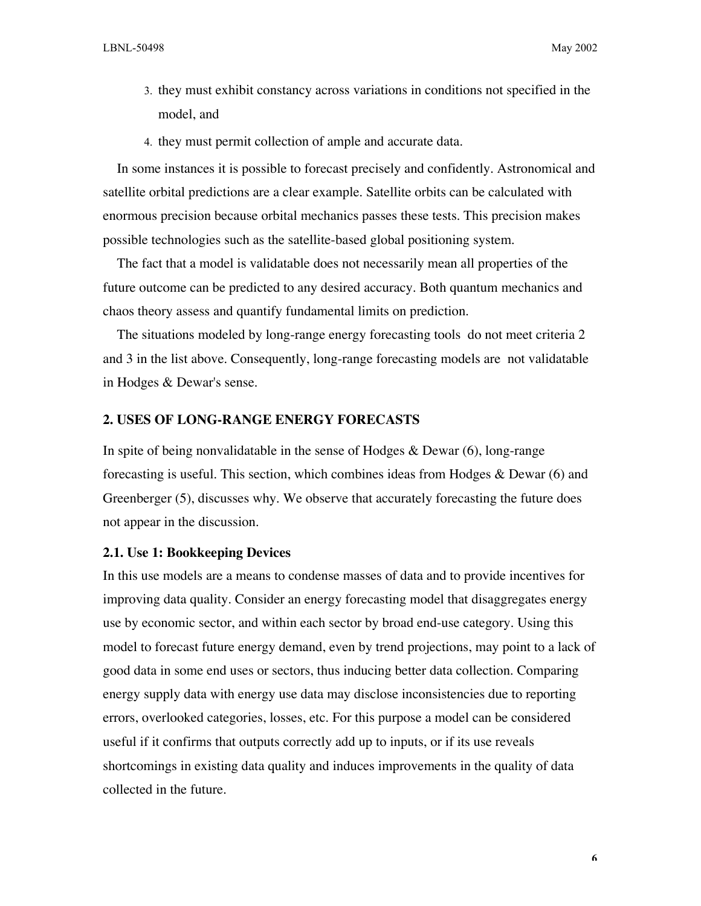3. they must exhibit constancy across variations in conditions not specified in the model, and
4. they must permit collection of ample and accurate data.

In some instances it is possible to forecast precisely and confidently. Astronomical and satellite orbital predictions are a clear example. Satellite orbits can be calculated with enormous precision because orbital mechanics passes these tests. This precision makes possible technologies such as the satellite-based global positioning system.

The fact that a model is validatable does not necessarily mean all properties of the future outcome can be predicted to any desired accuracy. Both quantum mechanics and chaos theory assess and quantify fundamental limits on prediction.

The situations modeled by long-range energy forecasting tools do not meet criteria 2 and 3 in the list above. Consequently, long-range forecasting models are not validatable in Hodges & Dewar's sense.

## 2. USES OF LONG-RANGE ENERGY FORECASTS

In spite of being nonvalidatable in the sense of Hodges & Dewar (6), long-range forecasting is useful. This section, which combines ideas from Hodges & Dewar (6) and Greenberger (5), discusses why. We observe that accurately forecasting the future does not appear in the discussion.

### 2.1. Use 1: Bookkeeping Devices

In this use models are a means to condense masses of data and to provide incentives for improving data quality. Consider an energy forecasting model that disaggregates energy use by economic sector, and within each sector by broad end-use category. Using this model to forecast future energy demand, even by trend projections, may point to a lack of good data in some end uses or sectors, thus inducing better data collection. Comparing energy supply data with energy use data may disclose inconsistencies due to reporting errors, overlooked categories, losses, etc. For this purpose a model can be considered useful if it confirms that outputs correctly add up to inputs, or if its use reveals shortcomings in existing data quality and induces improvements in the quality of data collected in the future.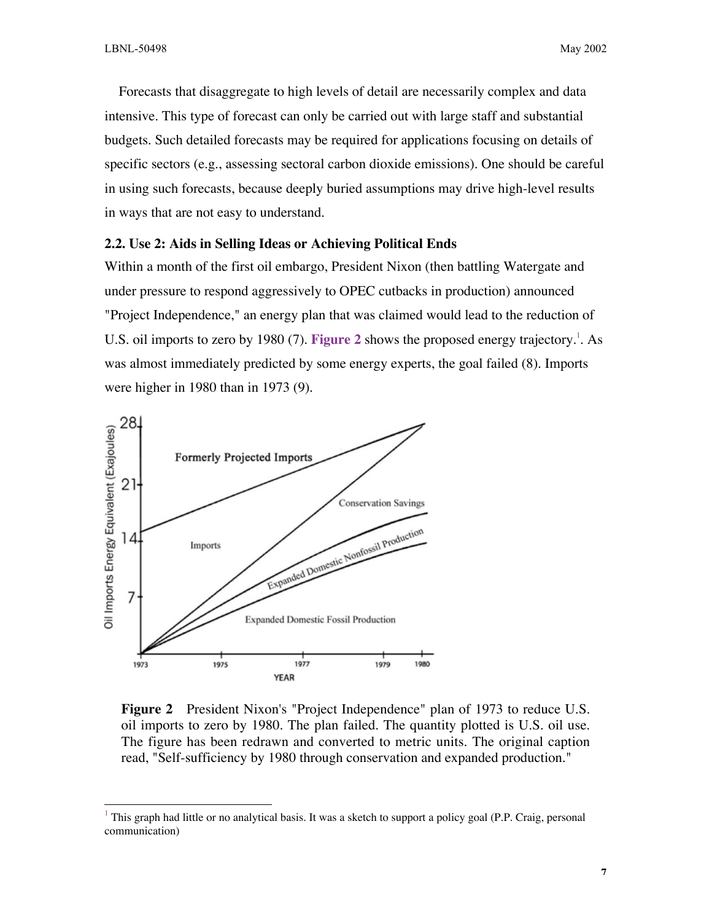Forecasts that disaggregate to high levels of detail are necessarily complex and data intensive. This type of forecast can only be carried out with large staff and substantial budgets. Such detailed forecasts may be required for applications focusing on details of specific sectors (e.g., assessing sectoral carbon dioxide emissions). One should be careful in using such forecasts, because deeply buried assumptions may drive high-level results in ways that are not easy to understand.

### 2.2. Use 2: Aids in Selling Ideas or Achieving Political Ends

Within a month of the first oil embargo, President Nixon (then battling Watergate and under pressure to respond aggressively to OPEC cutbacks in production) announced "Project Independence," an energy plan that was claimed would lead to the reduction of U.S. oil imports to zero by 1980 (7). **Figure 2** shows the proposed energy trajectory.[1]. As was almost immediately predicted by some energy experts, the goal failed (8). Imports were higher in 1980 than in 1973 (9).

**Figure 2** President Nixon's "Project Independence" plan of 1973 to reduce U.S. oil imports to zero by 1980. The plan failed. The quantity plotted is U.S. oil use. The figure has been redrawn and converted to metric units. The original caption read, "Self-sufficiency by 1980 through conservation and expanded production."

[1] This graph had little or no analytical basis. It was a sketch to support a policy goal (P.P. Craig, personal communication)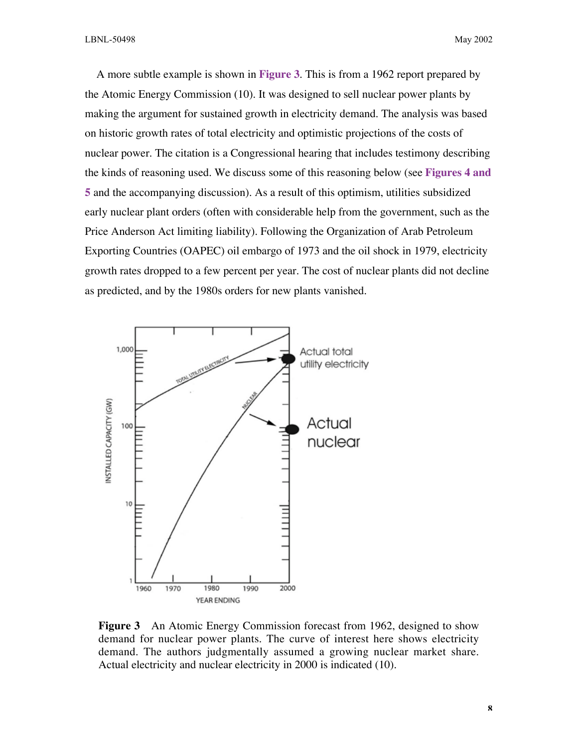A more subtle example is shown in **Figure 3**. This is from a 1962 report prepared by the Atomic Energy Commission (10). It was designed to sell nuclear power plants by making the argument for sustained growth in electricity demand. The analysis was based on historic growth rates of total electricity and optimistic projections of the costs of nuclear power. The citation is a Congressional hearing that includes testimony describing the kinds of reasoning used. We discuss some of this reasoning below (see **Figures 4 and 5** and the accompanying discussion). As a result of this optimism, utilities subsidized early nuclear plant orders (often with considerable help from the government, such as the Price Anderson Act limiting liability). Following the Organization of Arab Petroleum Exporting Countries (OAPEC) oil embargo of 1973 and the oil shock in 1979, electricity growth rates dropped to a few percent per year. The cost of nuclear plants did not decline as predicted, and by the 1980s orders for new plants vanished.

**Figure 3** An Atomic Energy Commission forecast from 1962, designed to show demand for nuclear power plants. The curve of interest here shows electricity demand. The authors judgmentally assumed a growing nuclear market share. Actual electricity and nuclear electricity in 2000 is indicated (10).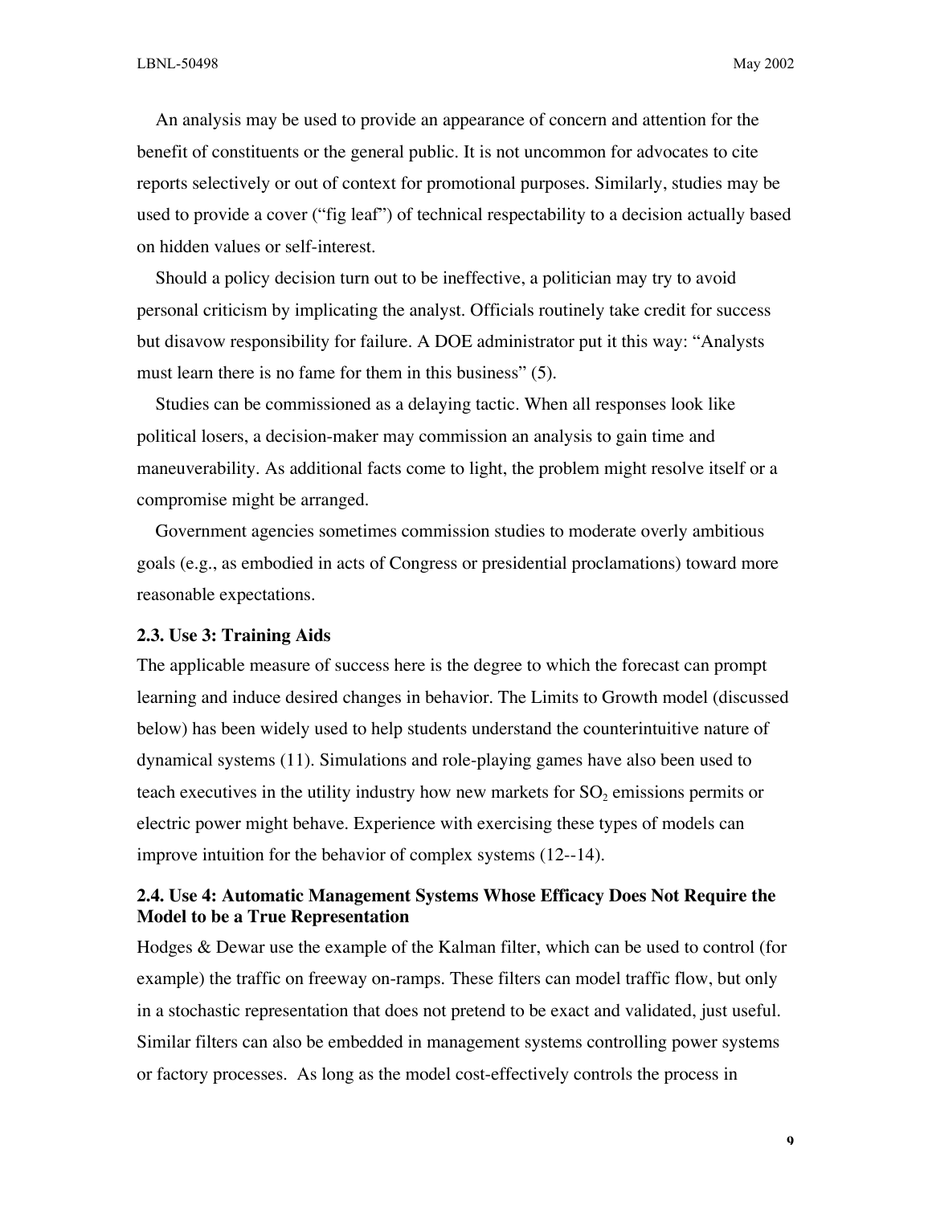An analysis may be used to provide an appearance of concern and attention for the benefit of constituents or the general public. It is not uncommon for advocates to cite reports selectively or out of context for promotional purposes. Similarly, studies may be used to provide a cover ("fig leaf") of technical respectability to a decision actually based on hidden values or self-interest.

Should a policy decision turn out to be ineffective, a politician may try to avoid personal criticism by implicating the analyst. Officials routinely take credit for success but disavow responsibility for failure. A DOE administrator put it this way: "Analysts must learn there is no fame for them in this business" (5).

Studies can be commissioned as a delaying tactic. When all responses look like political losers, a decision-maker may commission an analysis to gain time and maneuverability. As additional facts come to light, the problem might resolve itself or a compromise might be arranged.

Government agencies sometimes commission studies to moderate overly ambitious goals (e.g., as embodied in acts of Congress or presidential proclamations) toward more reasonable expectations.

### 2.3. Use 3: Training Aids

The applicable measure of success here is the degree to which the forecast can prompt learning and induce desired changes in behavior. The Limits to Growth model (discussed below) has been widely used to help students understand the counterintuitive nature of dynamical systems (11). Simulations and role-playing games have also been used to teach executives in the utility industry how new markets for $SO_2$ emissions permits or electric power might behave. Experience with exercising these types of models can improve intuition for the behavior of complex systems (12--14).

### 2.4. Use 4: Automatic Management Systems Whose Efficacy Does Not Require the Model to be a True Representation

Hodges & Dewar use the example of the Kalman filter, which can be used to control (for example) the traffic on freeway on-ramps. These filters can model traffic flow, but only in a stochastic representation that does not pretend to be exact and validated, just useful. Similar filters can also be embedded in management systems controlling power systems or factory processes. As long as the model cost-effectively controls the process in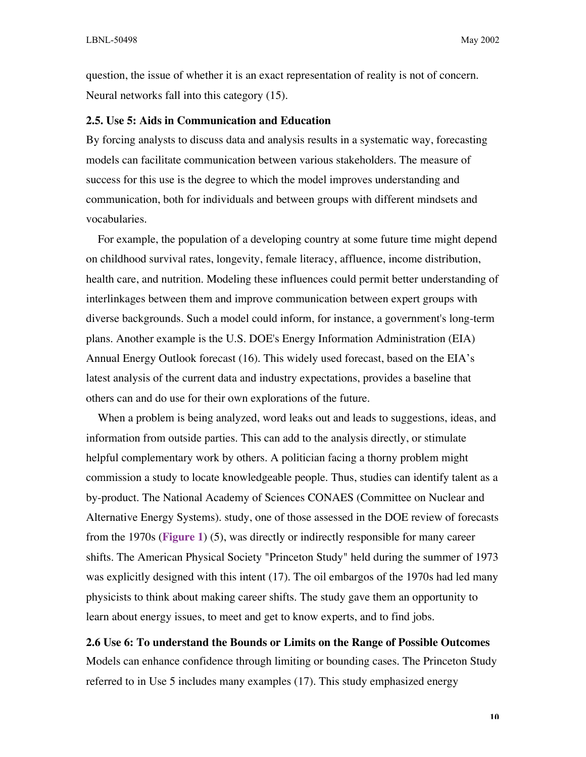question, the issue of whether it is an exact representation of reality is not of concern. Neural networks fall into this category (15).

### 2.5. Use 5: Aids in Communication and Education

By forcing analysts to discuss data and analysis results in a systematic way, forecasting models can facilitate communication between various stakeholders. The measure of success for this use is the degree to which the model improves understanding and communication, both for individuals and between groups with different mindsets and vocabularies.

For example, the population of a developing country at some future time might depend on childhood survival rates, longevity, female literacy, affluence, income distribution, health care, and nutrition. Modeling these influences could permit better understanding of interlinkages between them and improve communication between expert groups with diverse backgrounds. Such a model could inform, for instance, a government's long-term plans. Another example is the U.S. DOE's Energy Information Administration (EIA) Annual Energy Outlook forecast (16). This widely used forecast, based on the EIA's latest analysis of the current data and industry expectations, provides a baseline that others can and do use for their own explorations of the future.

When a problem is being analyzed, word leaks out and leads to suggestions, ideas, and information from outside parties. This can add to the analysis directly, or stimulate helpful complementary work by others. A politician facing a thorny problem might commission a study to locate knowledgeable people. Thus, studies can identify talent as a by-product. The National Academy of Sciences CONAES (Committee on Nuclear and Alternative Energy Systems). study, one of those assessed in the DOE review of forecasts from the 1970s (**Figure 1**) (5), was directly or indirectly responsible for many career shifts. The American Physical Society "Princeton Study" held during the summer of 1973 was explicitly designed with this intent (17). The oil embargos of the 1970s had led many physicists to think about making career shifts. The study gave them an opportunity to learn about energy issues, to meet and get to know experts, and to find jobs.

### 2.6 Use 6: To understand the Bounds or Limits on the Range of Possible Outcomes

Models can enhance confidence through limiting or bounding cases. The Princeton Study referred to in Use 5 includes many examples (17). This study emphasized energy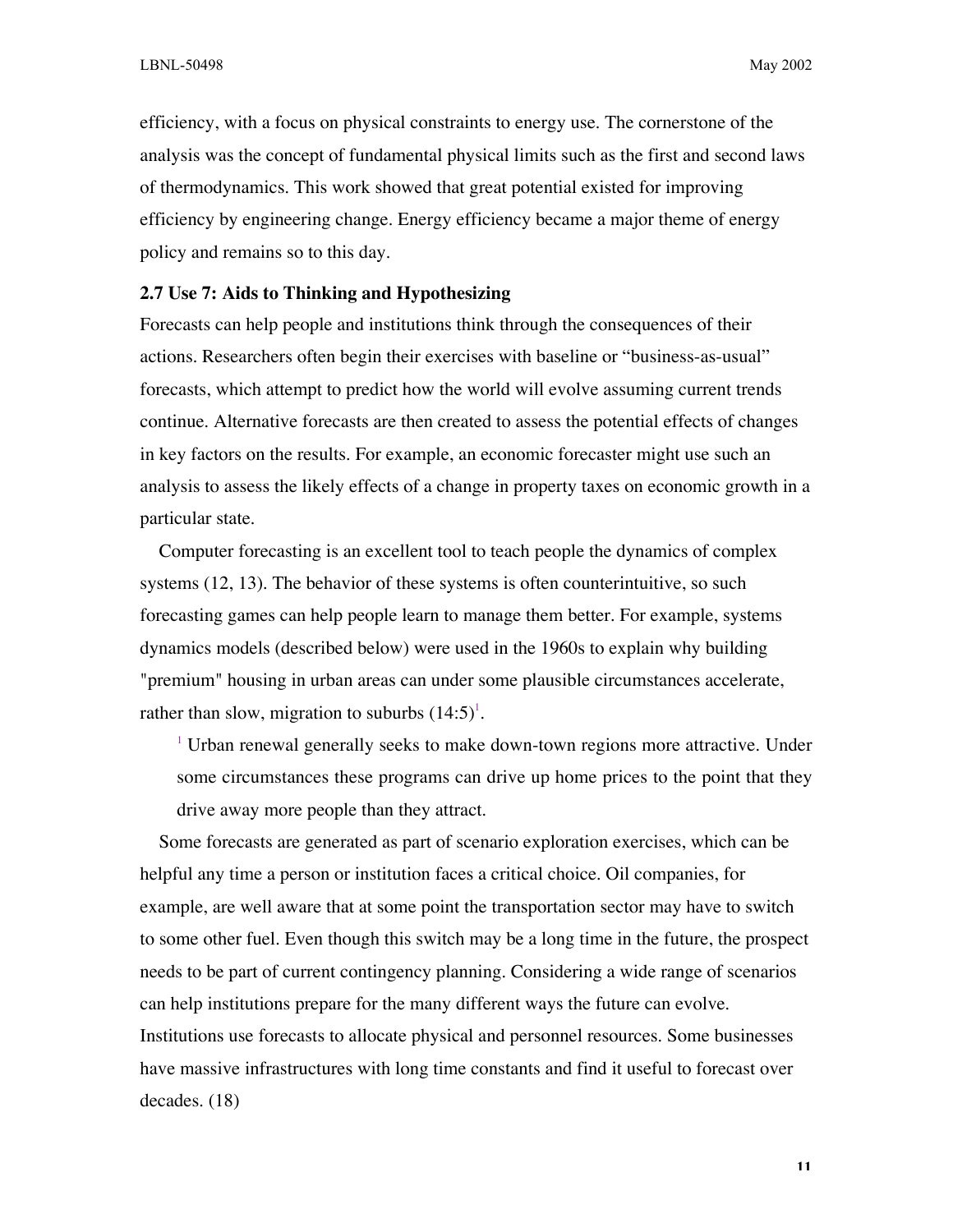efficiency, with a focus on physical constraints to energy use. The cornerstone of the analysis was the concept of fundamental physical limits such as the first and second laws of thermodynamics. This work showed that great potential existed for improving efficiency by engineering change. Energy efficiency became a major theme of energy policy and remains so to this day.

### 2.7 Use 7: Aids to Thinking and Hypothesizing

Forecasts can help people and institutions think through the consequences of their actions. Researchers often begin their exercises with baseline or "business-as-usual" forecasts, which attempt to predict how the world will evolve assuming current trends continue. Alternative forecasts are then created to assess the potential effects of changes in key factors on the results. For example, an economic forecaster might use such an analysis to assess the likely effects of a change in property taxes on economic growth in a particular state.

Computer forecasting is an excellent tool to teach people the dynamics of complex systems (12, 13). The behavior of these systems is often counterintuitive, so such forecasting games can help people learn to manage them better. For example, systems dynamics models (described below) were used in the 1960s to explain why building "premium" housing in urban areas can under some plausible circumstances accelerate, rather than slow, migration to suburbs (14:5)[1].

> [1] Urban renewal generally seeks to make down-town regions more attractive. Under some circumstances these programs can drive up home prices to the point that they drive away more people than they attract.

Some forecasts are generated as part of scenario exploration exercises, which can be helpful any time a person or institution faces a critical choice. Oil companies, for example, are well aware that at some point the transportation sector may have to switch to some other fuel. Even though this switch may be a long time in the future, the prospect needs to be part of current contingency planning. Considering a wide range of scenarios can help institutions prepare for the many different ways the future can evolve. Institutions use forecasts to allocate physical and personnel resources. Some businesses have massive infrastructures with long time constants and find it useful to forecast over decades. (18)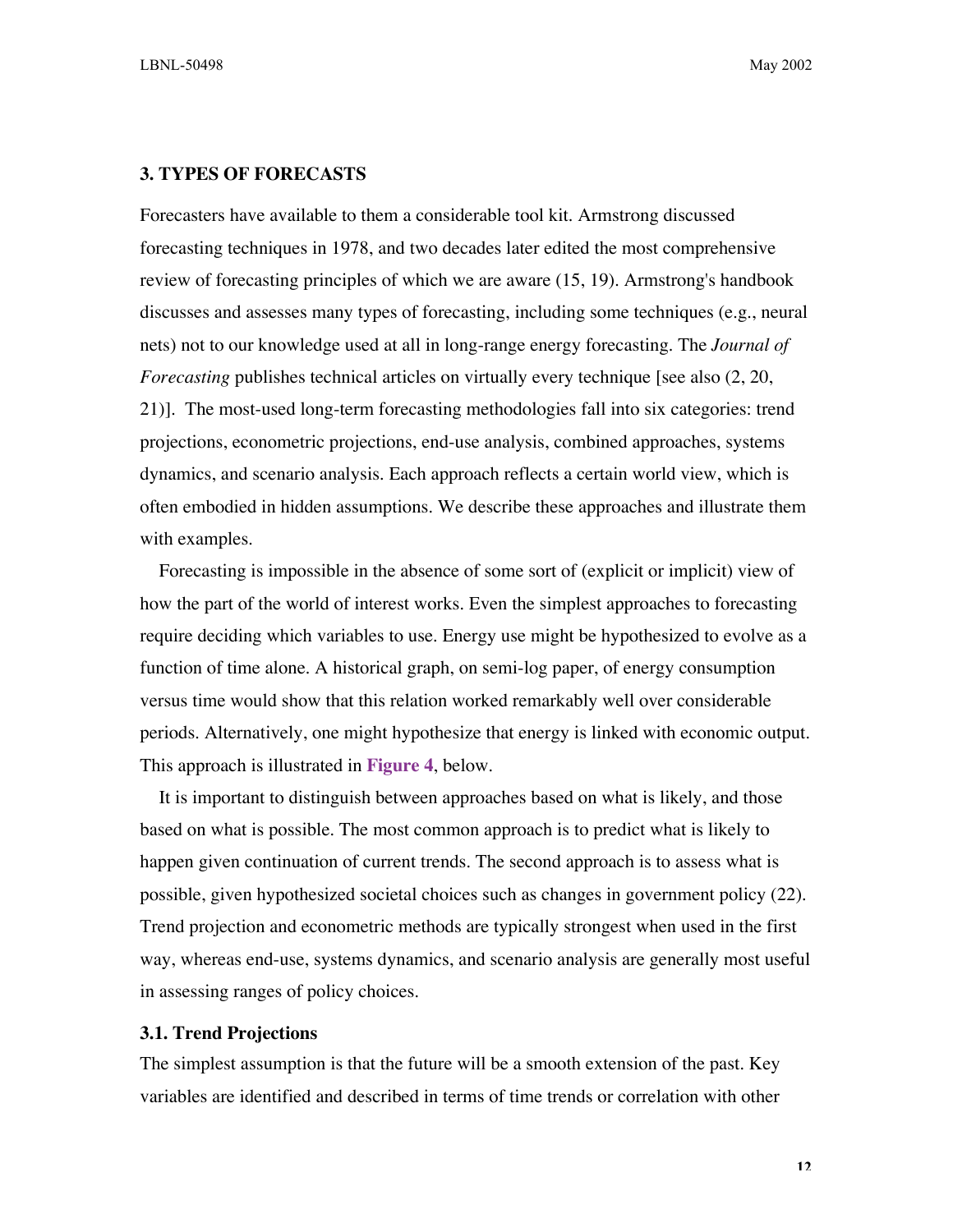## 3. TYPES OF FORECASTS

Forecasters have available to them a considerable tool kit. Armstrong discussed forecasting techniques in 1978, and two decades later edited the most comprehensive review of forecasting principles of which we are aware (15, 19). Armstrong's handbook discusses and assesses many types of forecasting, including some techniques (e.g., neural nets) not to our knowledge used at all in long-range energy forecasting. The *Journal of Forecasting* publishes technical articles on virtually every technique [see also (2, 20, 21)]. The most-used long-term forecasting methodologies fall into six categories: trend projections, econometric projections, end-use analysis, combined approaches, systems dynamics, and scenario analysis. Each approach reflects a certain world view, which is often embodied in hidden assumptions. We describe these approaches and illustrate them with examples.

Forecasting is impossible in the absence of some sort of (explicit or implicit) view of how the part of the world of interest works. Even the simplest approaches to forecasting require deciding which variables to use. Energy use might be hypothesized to evolve as a function of time alone. A historical graph, on semi-log paper, of energy consumption versus time would show that this relation worked remarkably well over considerable periods. Alternatively, one might hypothesize that energy is linked with economic output. This approach is illustrated in **Figure 4**, below.

It is important to distinguish between approaches based on what is likely, and those based on what is possible. The most common approach is to predict what is likely to happen given continuation of current trends. The second approach is to assess what is possible, given hypothesized societal choices such as changes in government policy (22). Trend projection and econometric methods are typically strongest when used in the first way, whereas end-use, systems dynamics, and scenario analysis are generally most useful in assessing ranges of policy choices.

### 3.1. Trend Projections

The simplest assumption is that the future will be a smooth extension of the past. Key variables are identified and described in terms of time trends or correlation with other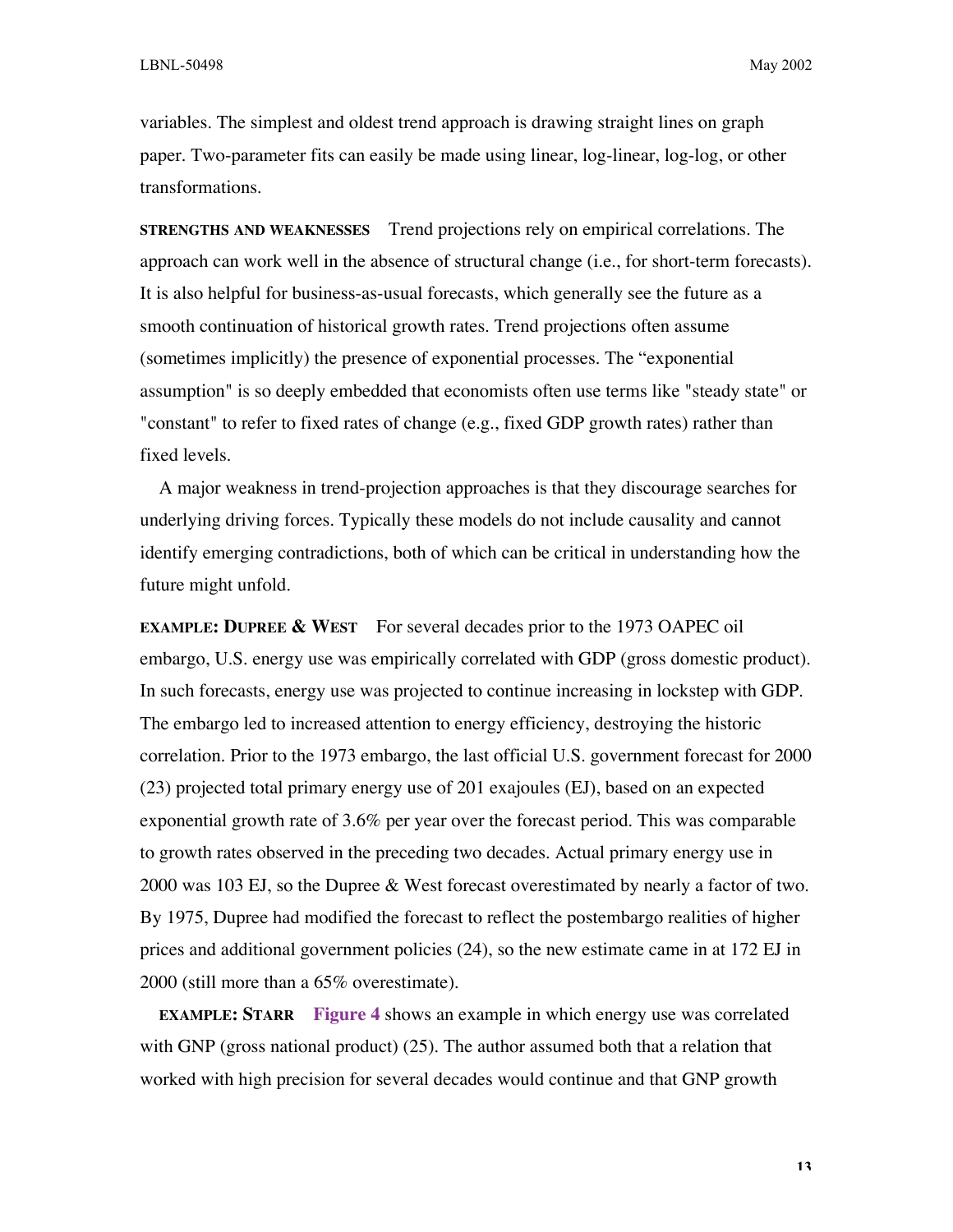variables. The simplest and oldest trend approach is drawing straight lines on graph paper. Two-parameter fits can easily be made using linear, log-linear, log-log, or other transformations.

**STRENGTHS AND WEAKNESSES** Trend projections rely on empirical correlations. The approach can work well in the absence of structural change (i.e., for short-term forecasts). It is also helpful for business-as-usual forecasts, which generally see the future as a smooth continuation of historical growth rates. Trend projections often assume (sometimes implicitly) the presence of exponential processes. The "exponential assumption" is so deeply embedded that economists often use terms like "steady state" or "constant" to refer to fixed rates of change (e.g., fixed GDP growth rates) rather than fixed levels.

A major weakness in trend-projection approaches is that they discourage searches for underlying driving forces. Typically these models do not include causality and cannot identify emerging contradictions, both of which can be critical in understanding how the future might unfold.

**EXAMPLE: DUPREE & WEST** For several decades prior to the 1973 OAPEC oil embargo, U.S. energy use was empirically correlated with GDP (gross domestic product). In such forecasts, energy use was projected to continue increasing in lockstep with GDP. The embargo led to increased attention to energy efficiency, destroying the historic correlation. Prior to the 1973 embargo, the last official U.S. government forecast for 2000 (23) projected total primary energy use of 201 exajoules (EJ), based on an expected exponential growth rate of 3.6% per year over the forecast period. This was comparable to growth rates observed in the preceding two decades. Actual primary energy use in 2000 was 103 EJ, so the Dupree & West forecast overestimated by nearly a factor of two. By 1975, Dupree had modified the forecast to reflect the postembargo realities of higher prices and additional government policies (24), so the new estimate came in at 172 EJ in 2000 (still more than a 65% overestimate).

**EXAMPLE: STARR** Figure 4 shows an example in which energy use was correlated with GNP (gross national product) (25). The author assumed both that a relation that worked with high precision for several decades would continue and that GNP growth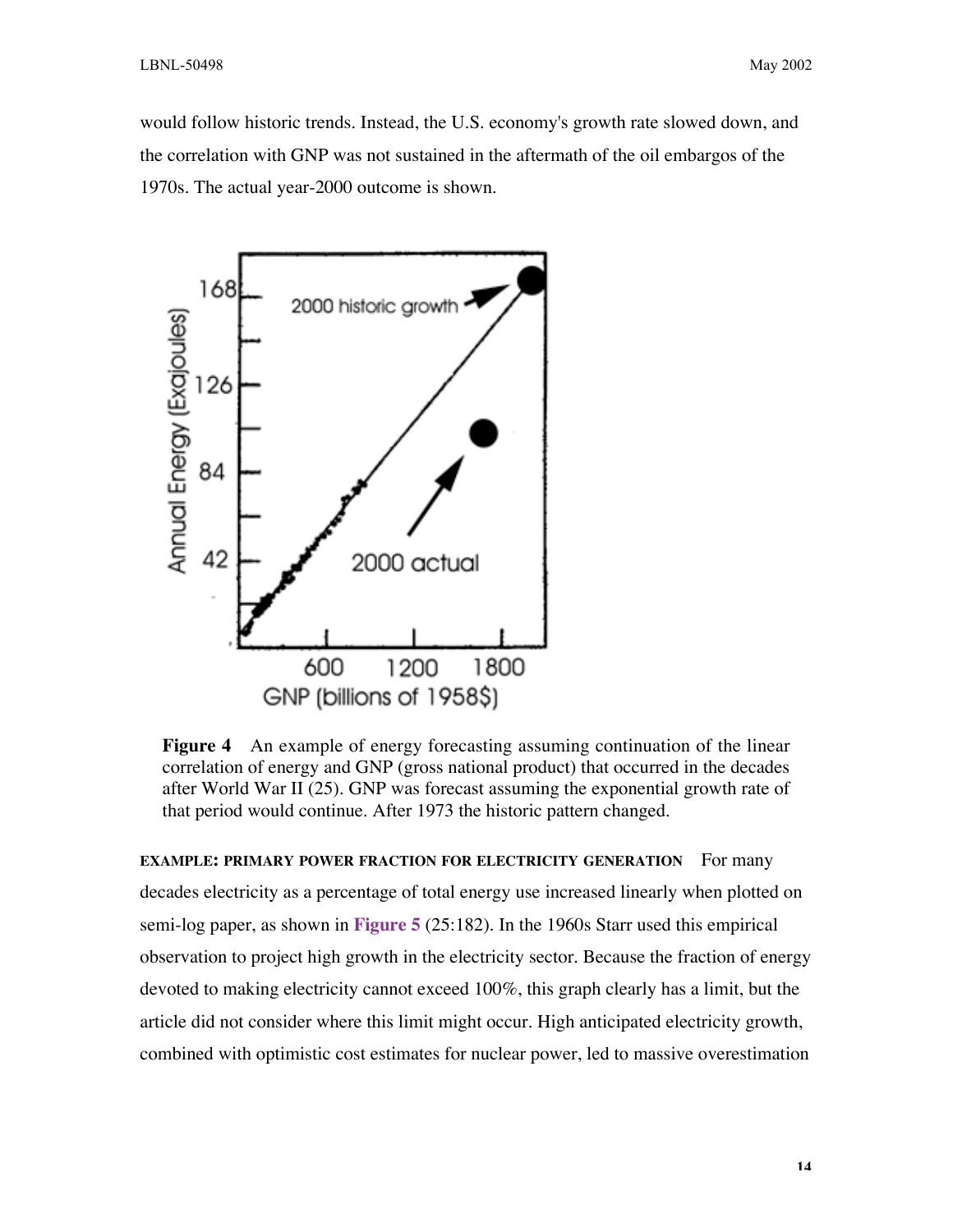would follow historic trends. Instead, the U.S. economy's growth rate slowed down, and the correlation with GNP was not sustained in the aftermath of the oil embargos of the 1970s. The actual year-2000 outcome is shown.

**Figure 4** An example of energy forecasting assuming continuation of the linear correlation of energy and GNP (gross national product) that occurred in the decades after World War II (25). GNP was forecast assuming the exponential growth rate of that period would continue. After 1973 the historic pattern changed.

**EXAMPLE: PRIMARY POWER FRACTION FOR ELECTRICITY GENERATION** For many decades electricity as a percentage of total energy use increased linearly when plotted on semi-log paper, as shown in **Figure 5** (25:182). In the 1960s Starr used this empirical observation to project high growth in the electricity sector. Because the fraction of energy devoted to making electricity cannot exceed 100%, this graph clearly has a limit, but the article did not consider where this limit might occur. High anticipated electricity growth, combined with optimistic cost estimates for nuclear power, led to massive overestimation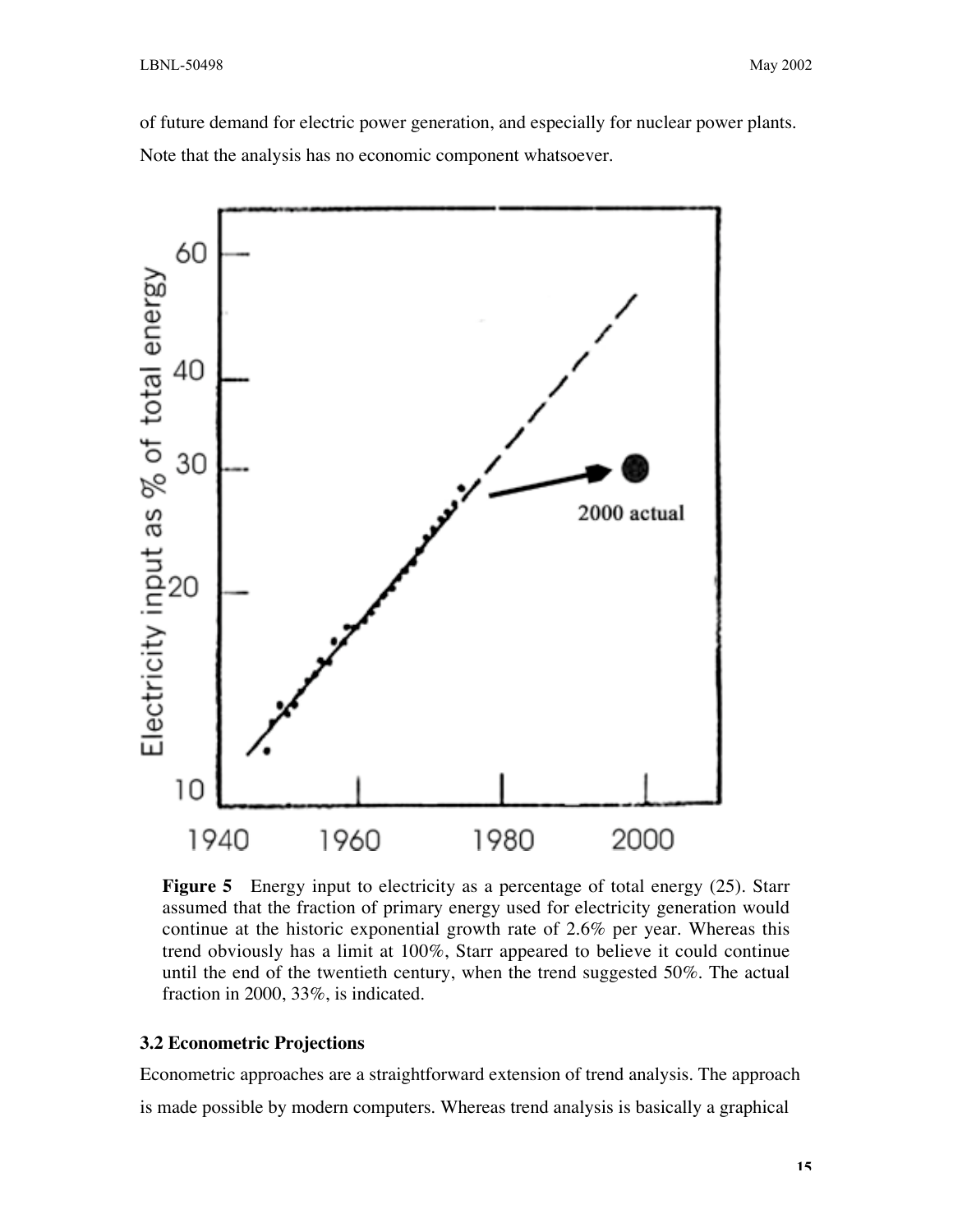of future demand for electric power generation, and especially for nuclear power plants. Note that the analysis has no economic component whatsoever.

**Figure 5** Energy input to electricity as a percentage of total energy (25). Starr assumed that the fraction of primary energy used for electricity generation would continue at the historic exponential growth rate of 2.6% per year. Whereas this trend obviously has a limit at 100%, Starr appeared to believe it could continue until the end of the twentieth century, when the trend suggested 50%. The actual fraction in 2000, 33%, is indicated.

### 3.2 Econometric Projections

Econometric approaches are a straightforward extension of trend analysis. The approach is made possible by modern computers. Whereas trend analysis is basically a graphical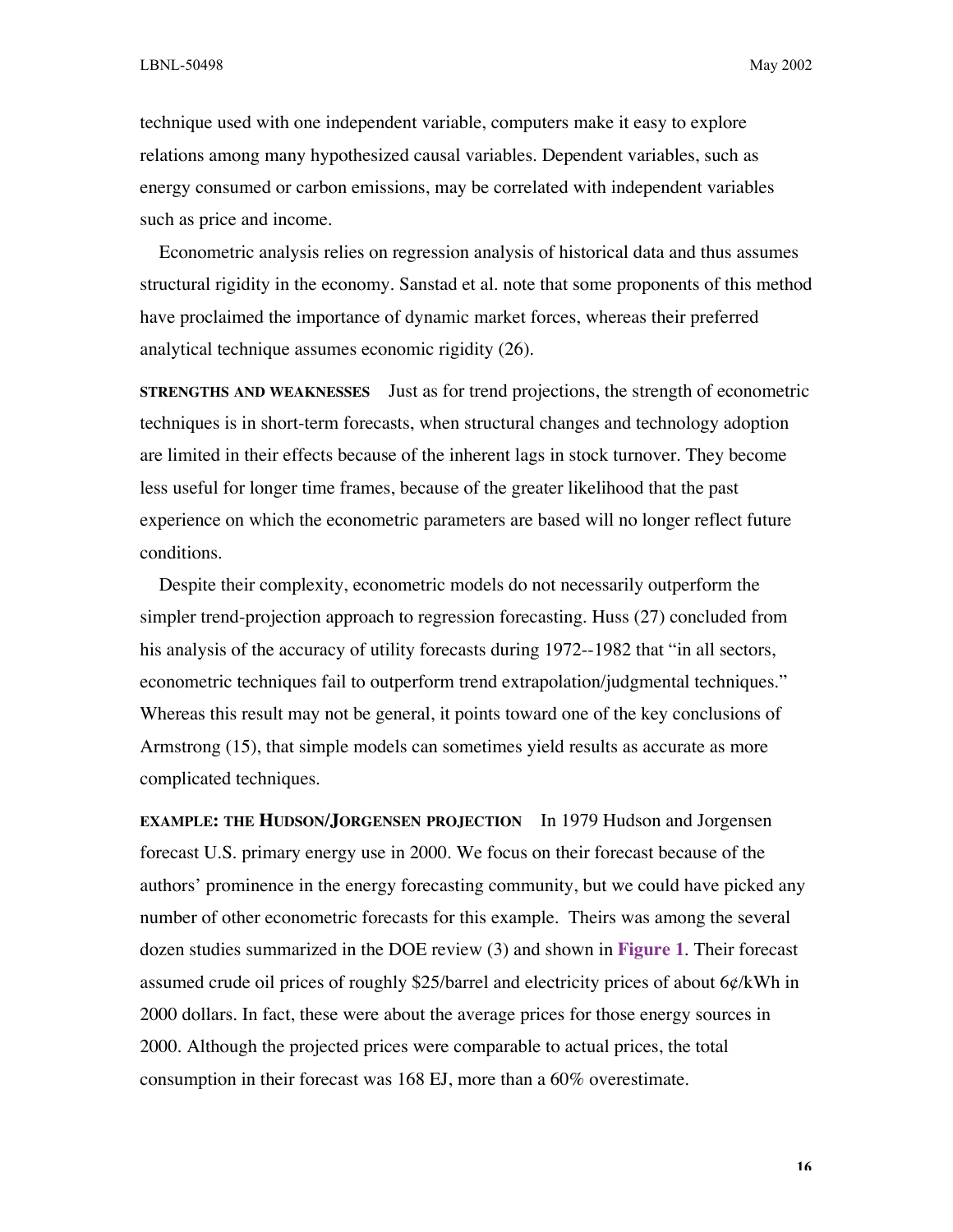technique used with one independent variable, computers make it easy to explore relations among many hypothesized causal variables. Dependent variables, such as energy consumed or carbon emissions, may be correlated with independent variables such as price and income.

Econometric analysis relies on regression analysis of historical data and thus assumes structural rigidity in the economy. Sanstad et al. note that some proponents of this method have proclaimed the importance of dynamic market forces, whereas their preferred analytical technique assumes economic rigidity (26).

**STRENGTHS AND WEAKNESSES** Just as for trend projections, the strength of econometric techniques is in short-term forecasts, when structural changes and technology adoption are limited in their effects because of the inherent lags in stock turnover. They become less useful for longer time frames, because of the greater likelihood that the past experience on which the econometric parameters are based will no longer reflect future conditions.

Despite their complexity, econometric models do not necessarily outperform the simpler trend-projection approach to regression forecasting. Huss (27) concluded from his analysis of the accuracy of utility forecasts during 1972--1982 that "in all sectors, econometric techniques fail to outperform trend extrapolation/judgmental techniques." Whereas this result may not be general, it points toward one of the key conclusions of Armstrong (15), that simple models can sometimes yield results as accurate as more complicated techniques.

**EXAMPLE: THE HUDSON/JORGENSEN PROJECTION** In 1979 Hudson and Jorgensen forecast U.S. primary energy use in 2000. We focus on their forecast because of the authors' prominence in the energy forecasting community, but we could have picked any number of other econometric forecasts for this example. Theirs was among the several dozen studies summarized in the DOE review (3) and shown in **Figure 1**. Their forecast assumed crude oil prices of roughly \$25/barrel and electricity prices of about 6¢/kWh in 2000 dollars. In fact, these were about the average prices for those energy sources in 2000. Although the projected prices were comparable to actual prices, the total consumption in their forecast was 168 EJ, more than a 60% overestimate.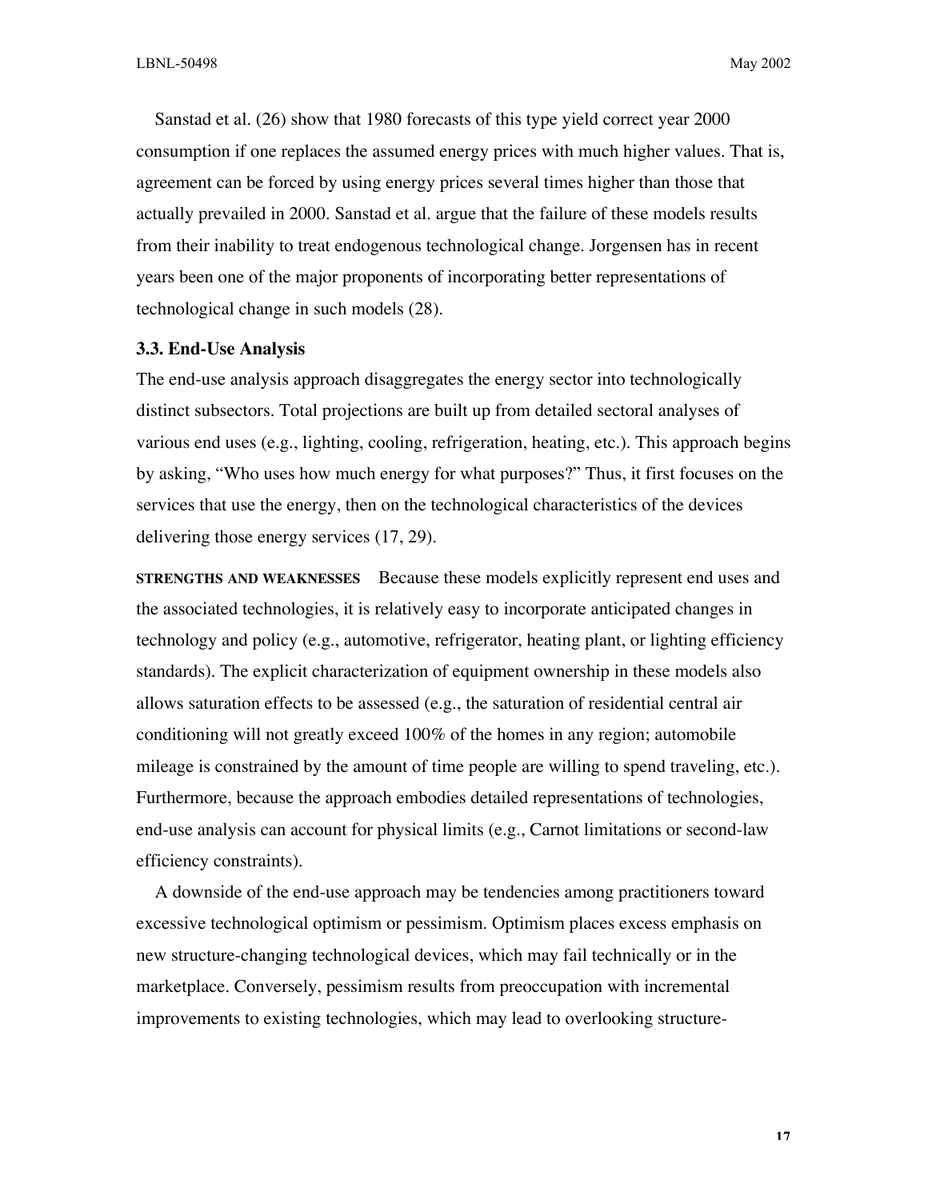Sanstad et al. (26) show that 1980 forecasts of this type yield correct year 2000 consumption if one replaces the assumed energy prices with much higher values. That is, agreement can be forced by using energy prices several times higher than those that actually prevailed in 2000. Sanstad et al. argue that the failure of these models results from their inability to treat endogenous technological change. Jorgensen has in recent years been one of the major proponents of incorporating better representations of technological change in such models (28).

### 3.3. End-Use Analysis

The end-use analysis approach disaggregates the energy sector into technologically distinct subsectors. Total projections are built up from detailed sectoral analyses of various end uses (e.g., lighting, cooling, refrigeration, heating, etc.). This approach begins by asking, "Who uses how much energy for what purposes?" Thus, it first focuses on the services that use the energy, then on the technological characteristics of the devices delivering those energy services (17, 29).

**STRENGTHS AND WEAKNESSES** Because these models explicitly represent end uses and the associated technologies, it is relatively easy to incorporate anticipated changes in technology and policy (e.g., automotive, refrigerator, heating plant, or lighting efficiency standards). The explicit characterization of equipment ownership in these models also allows saturation effects to be assessed (e.g., the saturation of residential central air conditioning will not greatly exceed 100% of the homes in any region; automobile mileage is constrained by the amount of time people are willing to spend traveling, etc.). Furthermore, because the approach embodies detailed representations of technologies, end-use analysis can account for physical limits (e.g., Carnot limitations or second-law efficiency constraints).

A downside of the end-use approach may be tendencies among practitioners toward excessive technological optimism or pessimism. Optimism places excess emphasis on new structure-changing technological devices, which may fail technically or in the marketplace. Conversely, pessimism results from preoccupation with incremental improvements to existing technologies, which may lead to overlooking structure-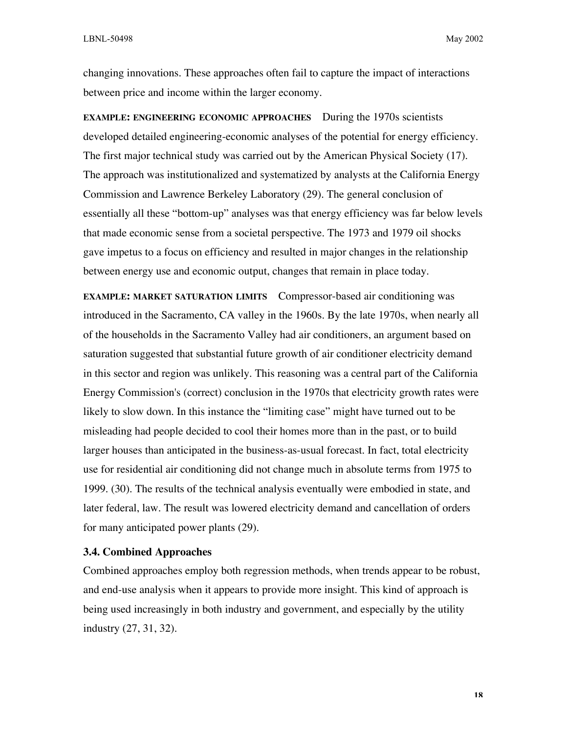changing innovations. These approaches often fail to capture the impact of interactions between price and income within the larger economy.

**EXAMPLE: ENGINEERING ECONOMIC APPROACHES** During the 1970s scientists developed detailed engineering-economic analyses of the potential for energy efficiency. The first major technical study was carried out by the American Physical Society (17). The approach was institutionalized and systematized by analysts at the California Energy Commission and Lawrence Berkeley Laboratory (29). The general conclusion of essentially all these "bottom-up" analyses was that energy efficiency was far below levels that made economic sense from a societal perspective. The 1973 and 1979 oil shocks gave impetus to a focus on efficiency and resulted in major changes in the relationship between energy use and economic output, changes that remain in place today.

**EXAMPLE: MARKET SATURATION LIMITS** Compressor-based air conditioning was introduced in the Sacramento, CA valley in the 1960s. By the late 1970s, when nearly all of the households in the Sacramento Valley had air conditioners, an argument based on saturation suggested that substantial future growth of air conditioner electricity demand in this sector and region was unlikely. This reasoning was a central part of the California Energy Commission's (correct) conclusion in the 1970s that electricity growth rates were likely to slow down. In this instance the "limiting case" might have turned out to be misleading had people decided to cool their homes more than in the past, or to build larger houses than anticipated in the business-as-usual forecast. In fact, total electricity use for residential air conditioning did not change much in absolute terms from 1975 to 1999. (30). The results of the technical analysis eventually were embodied in state, and later federal, law. The result was lowered electricity demand and cancellation of orders for many anticipated power plants (29).

### 3.4. Combined Approaches

Combined approaches employ both regression methods, when trends appear to be robust, and end-use analysis when it appears to provide more insight. This kind of approach is being used increasingly in both industry and government, and especially by the utility industry (27, 31, 32).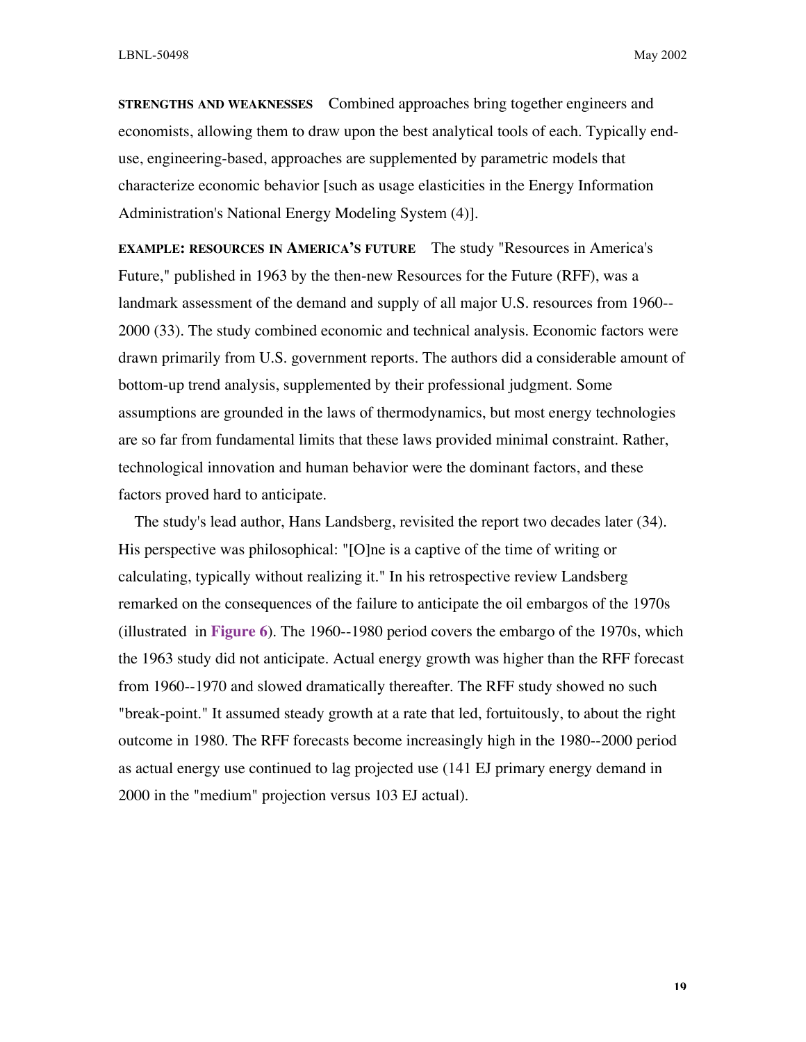**STRENGTHS AND WEAKNESSES** Combined approaches bring together engineers and economists, allowing them to draw upon the best analytical tools of each. Typically end-use, engineering-based, approaches are supplemented by parametric models that characterize economic behavior [such as usage elasticities in the Energy Information Administration's National Energy Modeling System (4)].

**EXAMPLE: RESOURCES IN AMERICA'S FUTURE** The study "Resources in America's Future," published in 1963 by the then-new Resources for the Future (RFF), was a landmark assessment of the demand and supply of all major U.S. resources from 1960--2000 (33). The study combined economic and technical analysis. Economic factors were drawn primarily from U.S. government reports. The authors did a considerable amount of bottom-up trend analysis, supplemented by their professional judgment. Some assumptions are grounded in the laws of thermodynamics, but most energy technologies are so far from fundamental limits that these laws provided minimal constraint. Rather, technological innovation and human behavior were the dominant factors, and these factors proved hard to anticipate.

The study's lead author, Hans Landsberg, revisited the report two decades later (34). His perspective was philosophical: "[O]ne is a captive of the time of writing or calculating, typically without realizing it." In his retrospective review Landsberg remarked on the consequences of the failure to anticipate the oil embargos of the 1970s (illustrated in **Figure 6**). The 1960--1980 period covers the embargo of the 1970s, which the 1963 study did not anticipate. Actual energy growth was higher than the RFF forecast from 1960--1970 and slowed dramatically thereafter. The RFF study showed no such "break-point." It assumed steady growth at a rate that led, fortuitously, to about the right outcome in 1980. The RFF forecasts become increasingly high in the 1980--2000 period as actual energy use continued to lag projected use (141 EJ primary energy demand in 2000 in the "medium" projection versus 103 EJ actual).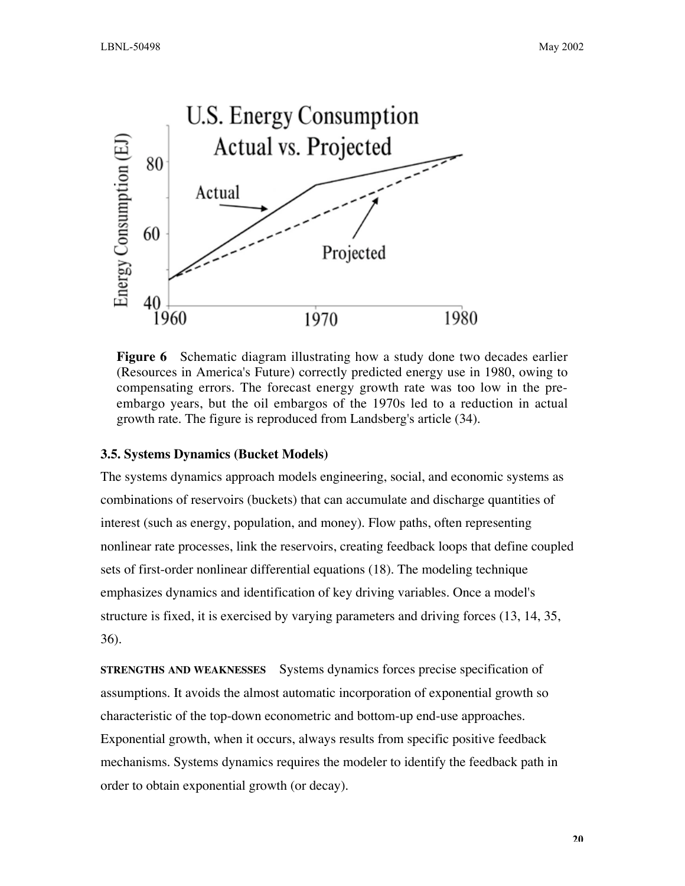**Figure 6** Schematic diagram illustrating how a study done two decades earlier (Resources in America's Future) correctly predicted energy use in 1980, owing to compensating errors. The forecast energy growth rate was too low in the pre-embargo years, but the oil embargos of the 1970s led to a reduction in actual growth rate. The figure is reproduced from Landsberg's article (34).

### 3.5. Systems Dynamics (Bucket Models)

The systems dynamics approach models engineering, social, and economic systems as combinations of reservoirs (buckets) that can accumulate and discharge quantities of interest (such as energy, population, and money). Flow paths, often representing nonlinear rate processes, link the reservoirs, creating feedback loops that define coupled sets of first-order nonlinear differential equations (18). The modeling technique emphasizes dynamics and identification of key driving variables. Once a model's structure is fixed, it is exercised by varying parameters and driving forces (13, 14, 35, 36).

**STRENGTHS AND WEAKNESSES** Systems dynamics forces precise specification of assumptions. It avoids the almost automatic incorporation of exponential growth so characteristic of the top-down econometric and bottom-up end-use approaches. Exponential growth, when it occurs, always results from specific positive feedback mechanisms. Systems dynamics requires the modeler to identify the feedback path in order to obtain exponential growth (or decay).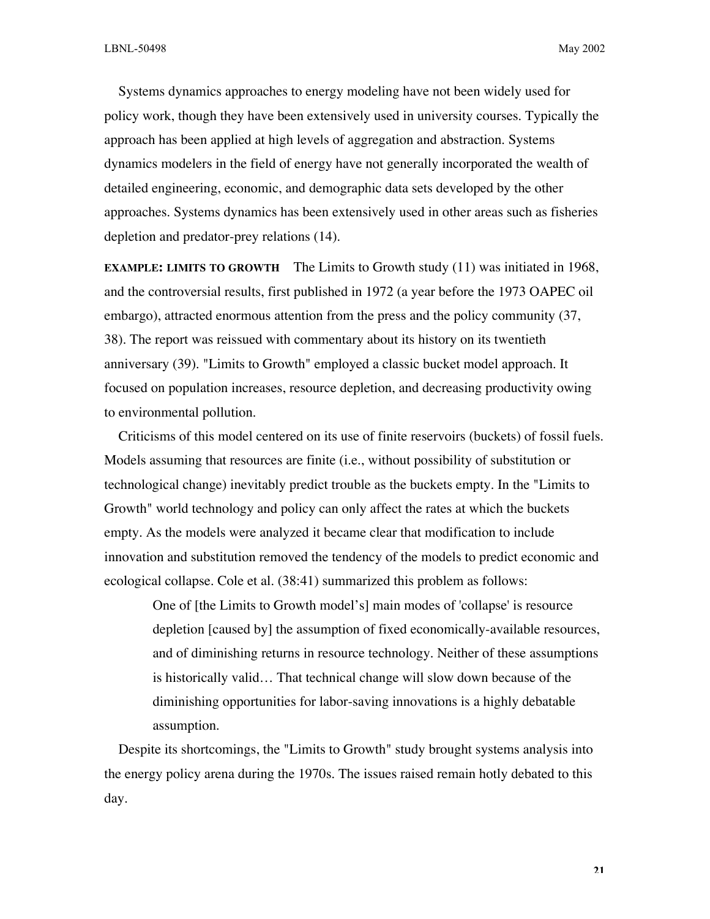Systems dynamics approaches to energy modeling have not been widely used for policy work, though they have been extensively used in university courses. Typically the approach has been applied at high levels of aggregation and abstraction. Systems dynamics modelers in the field of energy have not generally incorporated the wealth of detailed engineering, economic, and demographic data sets developed by the other approaches. Systems dynamics has been extensively used in other areas such as fisheries depletion and predator-prey relations (14).

**EXAMPLE: LIMITS TO GROWTH** The Limits to Growth study (11) was initiated in 1968, and the controversial results, first published in 1972 (a year before the 1973 OAPEC oil embargo), attracted enormous attention from the press and the policy community (37, 38). The report was reissued with commentary about its history on its twentieth anniversary (39). "Limits to Growth" employed a classic bucket model approach. It focused on population increases, resource depletion, and decreasing productivity owing to environmental pollution.

Criticisms of this model centered on its use of finite reservoirs (buckets) of fossil fuels. Models assuming that resources are finite (i.e., without possibility of substitution or technological change) inevitably predict trouble as the buckets empty. In the "Limits to Growth" world technology and policy can only affect the rates at which the buckets empty. As the models were analyzed it became clear that modification to include innovation and substitution removed the tendency of the models to predict economic and ecological collapse. Cole et al. (38:41) summarized this problem as follows:

> One of [the Limits to Growth model's] main modes of 'collapse' is resource depletion [caused by] the assumption of fixed economically-available resources, and of diminishing returns in resource technology. Neither of these assumptions is historically valid… That technical change will slow down because of the diminishing opportunities for labor-saving innovations is a highly debatable assumption.

Despite its shortcomings, the "Limits to Growth" study brought systems analysis into the energy policy arena during the 1970s. The issues raised remain hotly debated to this day.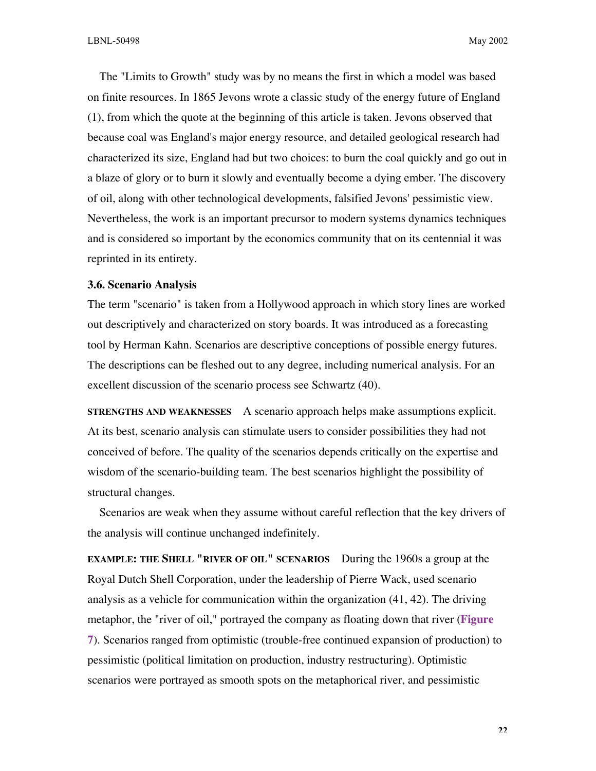The "Limits to Growth" study was by no means the first in which a model was based on finite resources. In 1865 Jevons wrote a classic study of the energy future of England (1), from which the quote at the beginning of this article is taken. Jevons observed that because coal was England's major energy resource, and detailed geological research had characterized its size, England had but two choices: to burn the coal quickly and go out in a blaze of glory or to burn it slowly and eventually become a dying ember. The discovery of oil, along with other technological developments, falsified Jevons' pessimistic view. Nevertheless, the work is an important precursor to modern systems dynamics techniques and is considered so important by the economics community that on its centennial it was reprinted in its entirety.

### 3.6. Scenario Analysis

The term "scenario" is taken from a Hollywood approach in which story lines are worked out descriptively and characterized on story boards. It was introduced as a forecasting tool by Herman Kahn. Scenarios are descriptive conceptions of possible energy futures. The descriptions can be fleshed out to any degree, including numerical analysis. For an excellent discussion of the scenario process see Schwartz (40).

**STRENGTHS AND WEAKNESSES** A scenario approach helps make assumptions explicit. At its best, scenario analysis can stimulate users to consider possibilities they had not conceived of before. The quality of the scenarios depends critically on the expertise and wisdom of the scenario-building team. The best scenarios highlight the possibility of structural changes.

Scenarios are weak when they assume without careful reflection that the key drivers of the analysis will continue unchanged indefinitely.

**EXAMPLE: THE SHELL "RIVER OF OIL" SCENARIOS** During the 1960s a group at the Royal Dutch Shell Corporation, under the leadership of Pierre Wack, used scenario analysis as a vehicle for communication within the organization (41, 42). The driving metaphor, the "river of oil," portrayed the company as floating down that river (**Figure 7**). Scenarios ranged from optimistic (trouble-free continued expansion of production) to pessimistic (political limitation on production, industry restructuring). Optimistic scenarios were portrayed as smooth spots on the metaphorical river, and pessimistic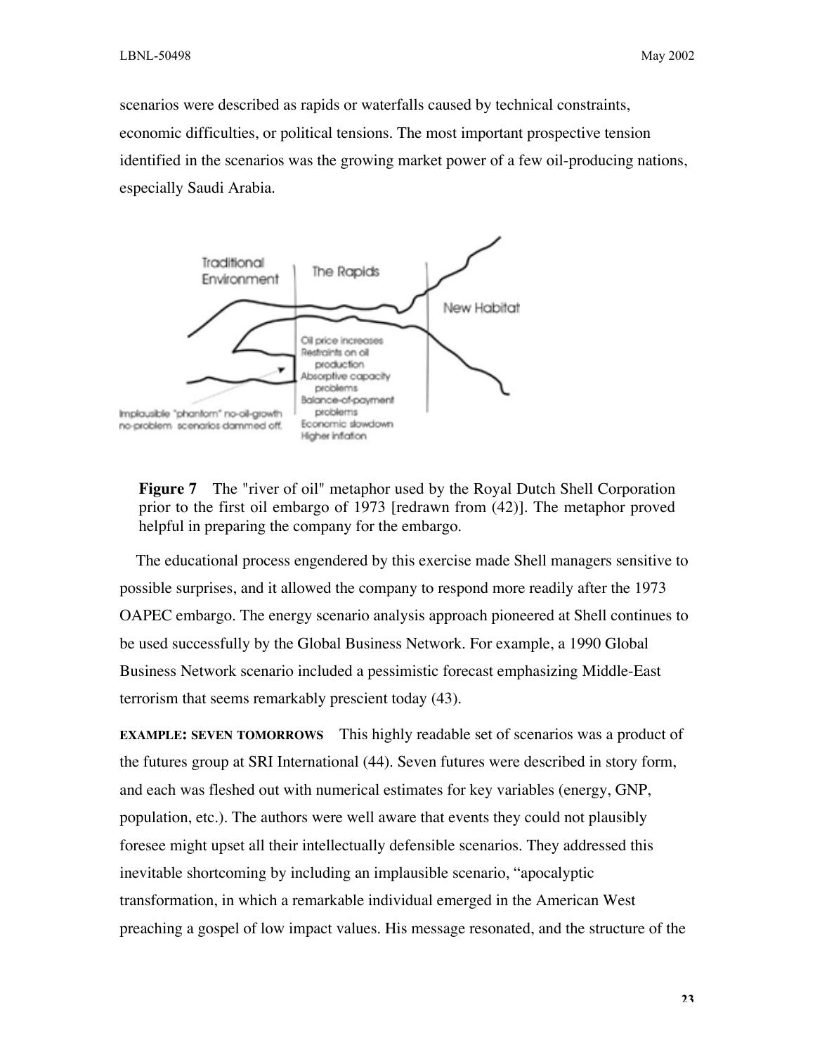scenarios were described as rapids or waterfalls caused by technical constraints, economic difficulties, or political tensions. The most important prospective tension identified in the scenarios was the growing market power of a few oil-producing nations, especially Saudi Arabia.

**Figure 7** The "river of oil" metaphor used by the Royal Dutch Shell Corporation prior to the first oil embargo of 1973 [redrawn from (42)]. The metaphor proved helpful in preparing the company for the embargo.

The educational process engendered by this exercise made Shell managers sensitive to possible surprises, and it allowed the company to respond more readily after the 1973 OAPEC embargo. The energy scenario analysis approach pioneered at Shell continues to be used successfully by the Global Business Network. For example, a 1990 Global Business Network scenario included a pessimistic forecast emphasizing Middle-East terrorism that seems remarkably prescient today (43).

**EXAMPLE: SEVEN TOMORROWS** This highly readable set of scenarios was a product of the futures group at SRI International (44). Seven futures were described in story form, and each was fleshed out with numerical estimates for key variables (energy, GNP, population, etc.). The authors were well aware that events they could not plausibly foresee might upset all their intellectually defensible scenarios. They addressed this inevitable shortcoming by including an implausible scenario, "apocalyptic transformation, in which a remarkable individual emerged in the American West preaching a gospel of low impact values. His message resonated, and the structure of the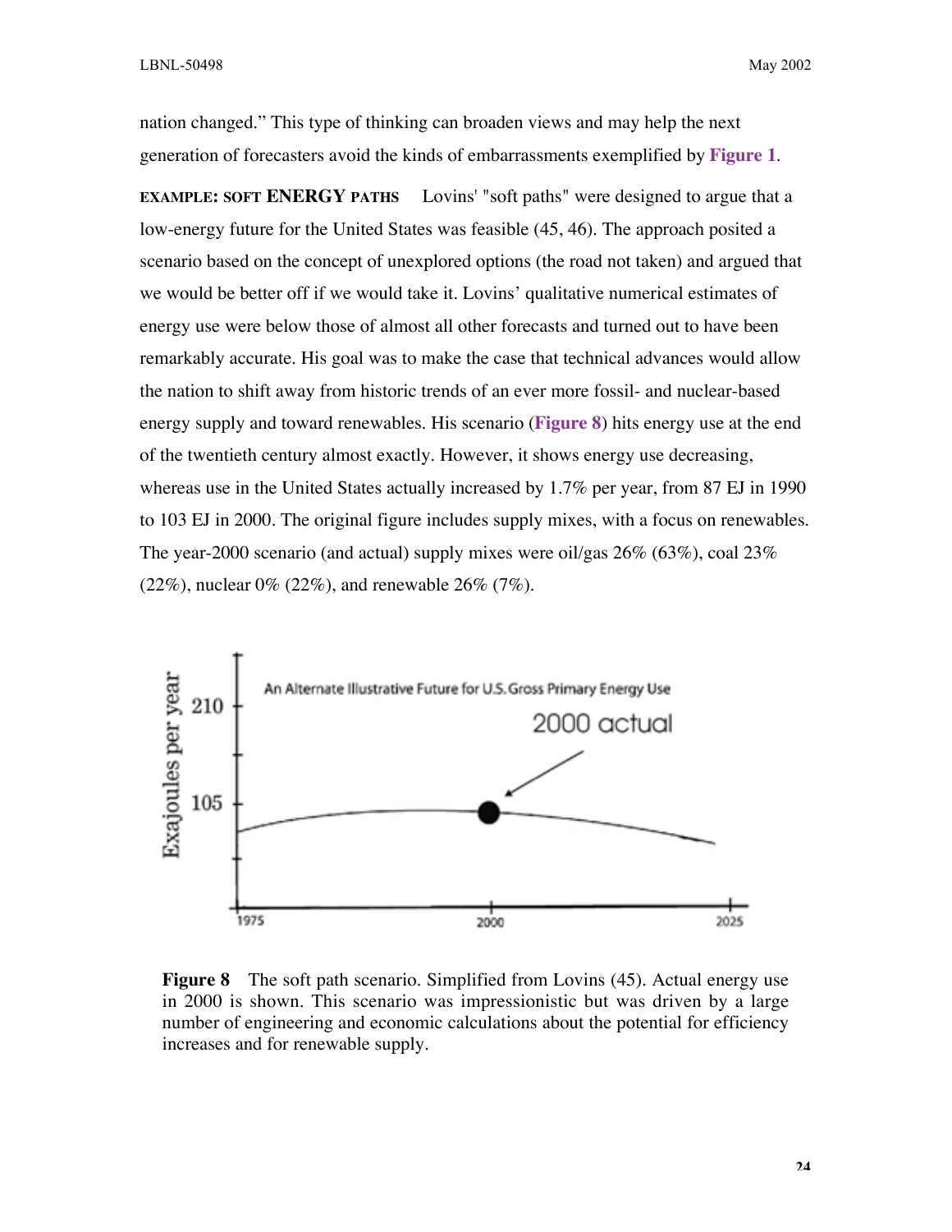nation changed." This type of thinking can broaden views and may help the next generation of forecasters avoid the kinds of embarrassments exemplified by **Figure 1**.

**EXAMPLE: SOFT ENERGY PATHS** Lovins' "soft paths" were designed to argue that a low-energy future for the United States was feasible (45, 46). The approach posited a scenario based on the concept of unexplored options (the road not taken) and argued that we would be better off if we would take it. Lovins' qualitative numerical estimates of energy use were below those of almost all other forecasts and turned out to have been remarkably accurate. His goal was to make the case that technical advances would allow the nation to shift away from historic trends of an ever more fossil- and nuclear-based energy supply and toward renewables. His scenario (**Figure 8**) hits energy use at the end of the twentieth century almost exactly. However, it shows energy use decreasing, whereas use in the United States actually increased by 1.7% per year, from 87 EJ in 1990 to 103 EJ in 2000. The original figure includes supply mixes, with a focus on renewables. The year-2000 scenario (and actual) supply mixes were oil/gas 26% (63%), coal 23% (22%), nuclear 0% (22%), and renewable 26% (7%).

**Figure 8** The soft path scenario. Simplified from Lovins (45). Actual energy use in 2000 is shown. This scenario was impressionistic but was driven by a large number of engineering and economic calculations about the potential for efficiency increases and for renewable supply.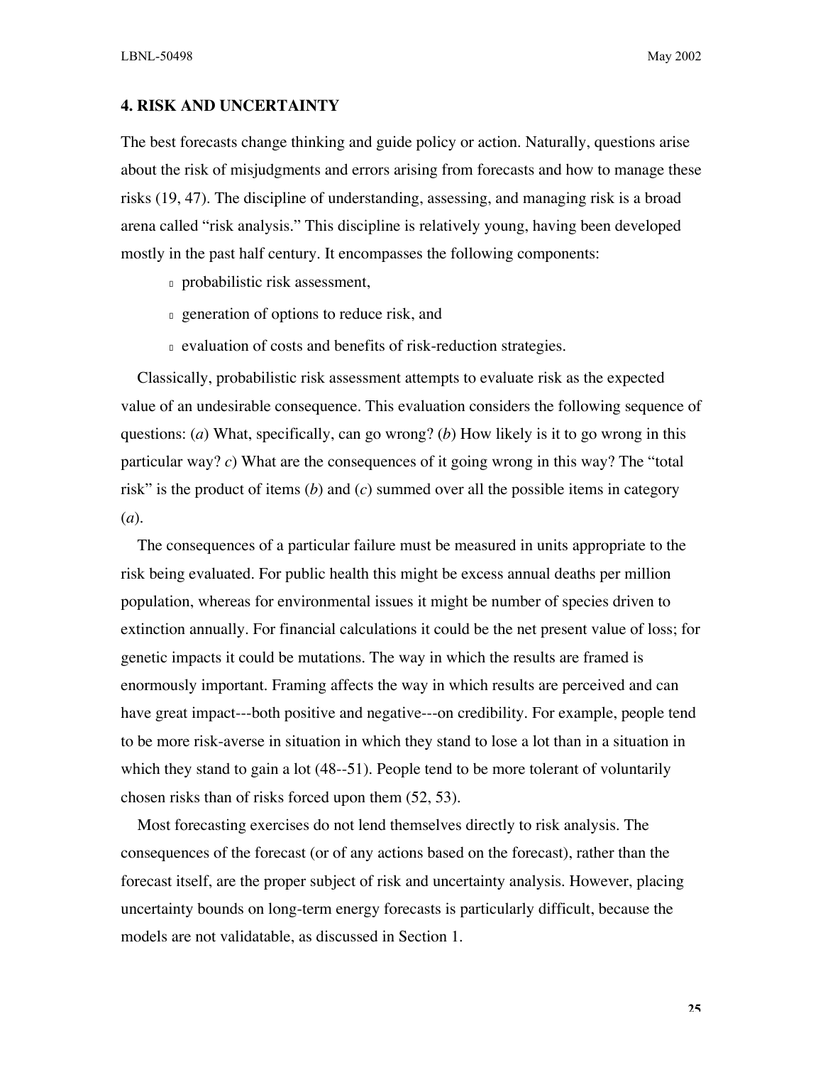## 4. RISK AND UNCERTAINTY

The best forecasts change thinking and guide policy or action. Naturally, questions arise about the risk of misjudgments and errors arising from forecasts and how to manage these risks (19, 47). The discipline of understanding, assessing, and managing risk is a broad arena called "risk analysis." This discipline is relatively young, having been developed mostly in the past half century. It encompasses the following components:

- probabilistic risk assessment,
- generation of options to reduce risk, and
- evaluation of costs and benefits of risk-reduction strategies.

Classically, probabilistic risk assessment attempts to evaluate risk as the expected value of an undesirable consequence. This evaluation considers the following sequence of questions: (*a*) What, specifically, can go wrong? (*b*) How likely is it to go wrong in this particular way? *c*) What are the consequences of it going wrong in this way? The "total risk" is the product of items (*b*) and (*c*) summed over all the possible items in category (*a*).

The consequences of a particular failure must be measured in units appropriate to the risk being evaluated. For public health this might be excess annual deaths per million population, whereas for environmental issues it might be number of species driven to extinction annually. For financial calculations it could be the net present value of loss; for genetic impacts it could be mutations. The way in which the results are framed is enormously important. Framing affects the way in which results are perceived and can have great impact---both positive and negative---on credibility. For example, people tend to be more risk-averse in situation in which they stand to lose a lot than in a situation in which they stand to gain a lot (48--51). People tend to be more tolerant of voluntarily chosen risks than of risks forced upon them (52, 53).

Most forecasting exercises do not lend themselves directly to risk analysis. The consequences of the forecast (or of any actions based on the forecast), rather than the forecast itself, are the proper subject of risk and uncertainty analysis. However, placing uncertainty bounds on long-term energy forecasts is particularly difficult, because the models are not validatable, as discussed in Section 1.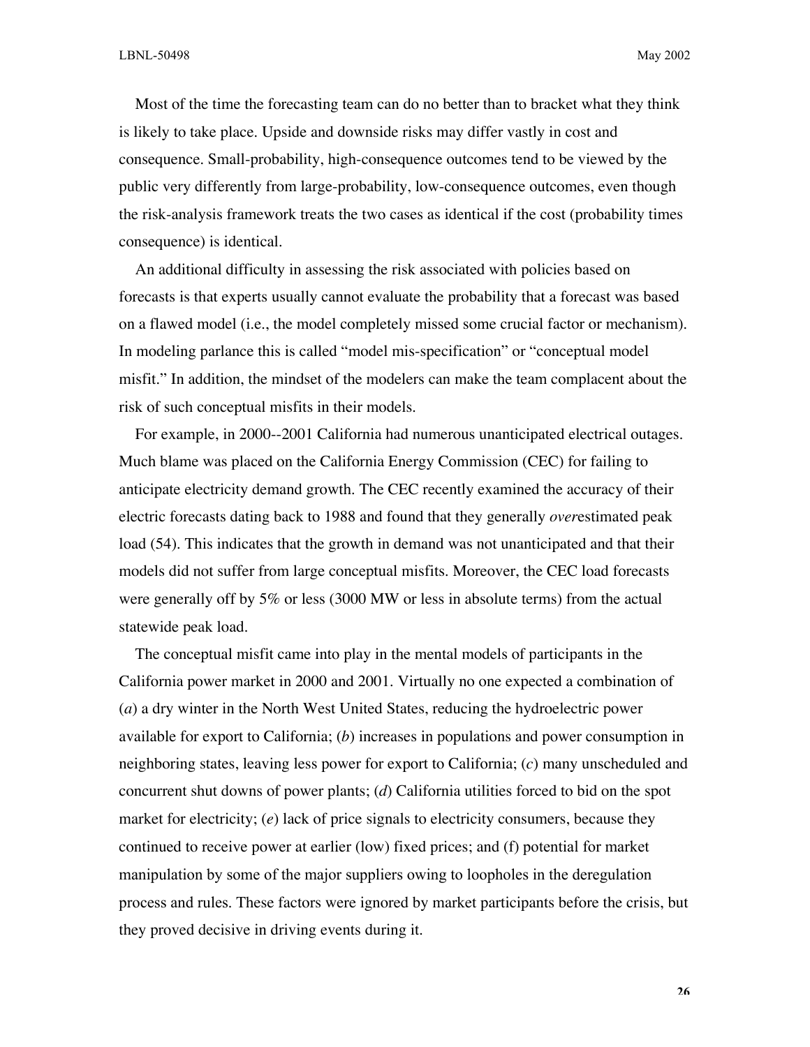Most of the time the forecasting team can do no better than to bracket what they think is likely to take place. Upside and downside risks may differ vastly in cost and consequence. Small-probability, high-consequence outcomes tend to be viewed by the public very differently from large-probability, low-consequence outcomes, even though the risk-analysis framework treats the two cases as identical if the cost (probability times consequence) is identical.

An additional difficulty in assessing the risk associated with policies based on forecasts is that experts usually cannot evaluate the probability that a forecast was based on a flawed model (i.e., the model completely missed some crucial factor or mechanism). In modeling parlance this is called "model mis-specification" or "conceptual model misfit." In addition, the mindset of the modelers can make the team complacent about the risk of such conceptual misfits in their models.

For example, in 2000--2001 California had numerous unanticipated electrical outages. Much blame was placed on the California Energy Commission (CEC) for failing to anticipate electricity demand growth. The CEC recently examined the accuracy of their electric forecasts dating back to 1988 and found that they generally *over*estimated peak load (54). This indicates that the growth in demand was not unanticipated and that their models did not suffer from large conceptual misfits. Moreover, the CEC load forecasts were generally off by 5% or less (3000 MW or less in absolute terms) from the actual statewide peak load.

The conceptual misfit came into play in the mental models of participants in the California power market in 2000 and 2001. Virtually no one expected a combination of (*a*) a dry winter in the North West United States, reducing the hydroelectric power available for export to California; (*b*) increases in populations and power consumption in neighboring states, leaving less power for export to California; (*c*) many unscheduled and concurrent shut downs of power plants; (*d*) California utilities forced to bid on the spot market for electricity; (*e*) lack of price signals to electricity consumers, because they continued to receive power at earlier (low) fixed prices; and (f) potential for market manipulation by some of the major suppliers owing to loopholes in the deregulation process and rules. These factors were ignored by market participants before the crisis, but they proved decisive in driving events during it.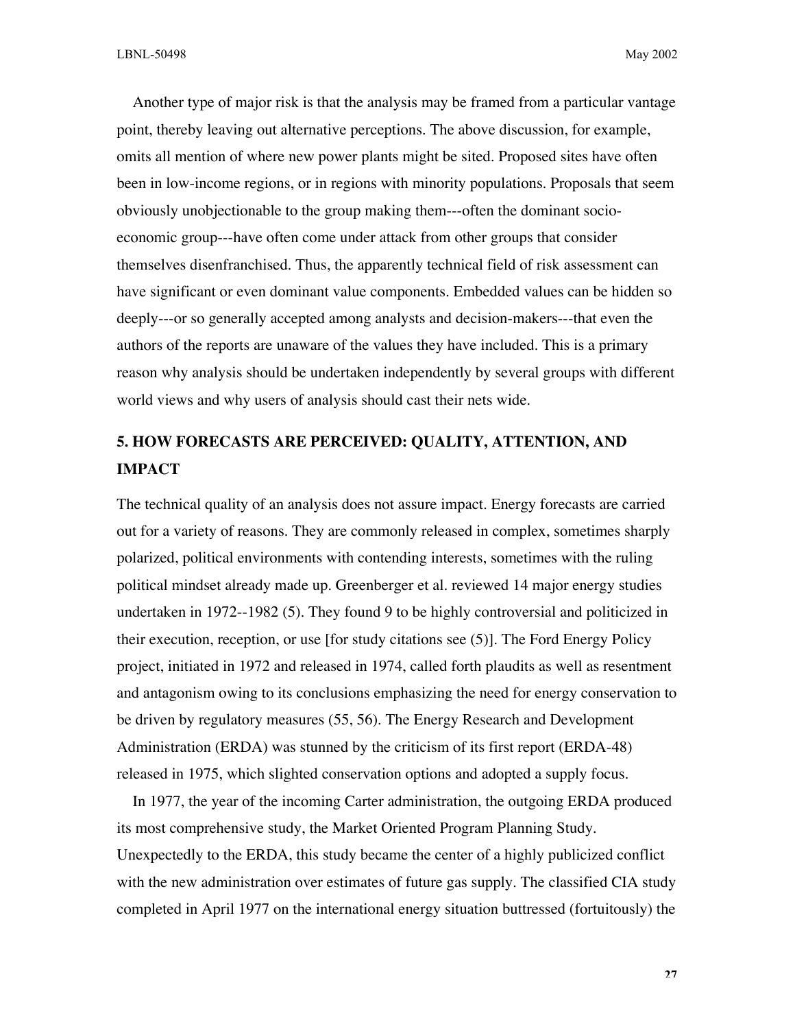Another type of major risk is that the analysis may be framed from a particular vantage point, thereby leaving out alternative perceptions. The above discussion, for example, omits all mention of where new power plants might be sited. Proposed sites have often been in low-income regions, or in regions with minority populations. Proposals that seem obviously unobjectionable to the group making them---often the dominant socio-economic group---have often come under attack from other groups that consider themselves disenfranchised. Thus, the apparently technical field of risk assessment can have significant or even dominant value components. Embedded values can be hidden so deeply---or so generally accepted among analysts and decision-makers---that even the authors of the reports are unaware of the values they have included. This is a primary reason why analysis should be undertaken independently by several groups with different world views and why users of analysis should cast their nets wide.

## 5. HOW FORECASTS ARE PERCEIVED: QUALITY, ATTENTION, AND IMPACT

The technical quality of an analysis does not assure impact. Energy forecasts are carried out for a variety of reasons. They are commonly released in complex, sometimes sharply polarized, political environments with contending interests, sometimes with the ruling political mindset already made up. Greenberger et al. reviewed 14 major energy studies undertaken in 1972--1982 (5). They found 9 to be highly controversial and politicized in their execution, reception, or use [for study citations see (5)]. The Ford Energy Policy project, initiated in 1972 and released in 1974, called forth plaudits as well as resentment and antagonism owing to its conclusions emphasizing the need for energy conservation to be driven by regulatory measures (55, 56). The Energy Research and Development Administration (ERDA) was stunned by the criticism of its first report (ERDA-48) released in 1975, which slighted conservation options and adopted a supply focus.

In 1977, the year of the incoming Carter administration, the outgoing ERDA produced its most comprehensive study, the Market Oriented Program Planning Study. Unexpectedly to the ERDA, this study became the center of a highly publicized conflict with the new administration over estimates of future gas supply. The classified CIA study completed in April 1977 on the international energy situation buttressed (fortuitously) the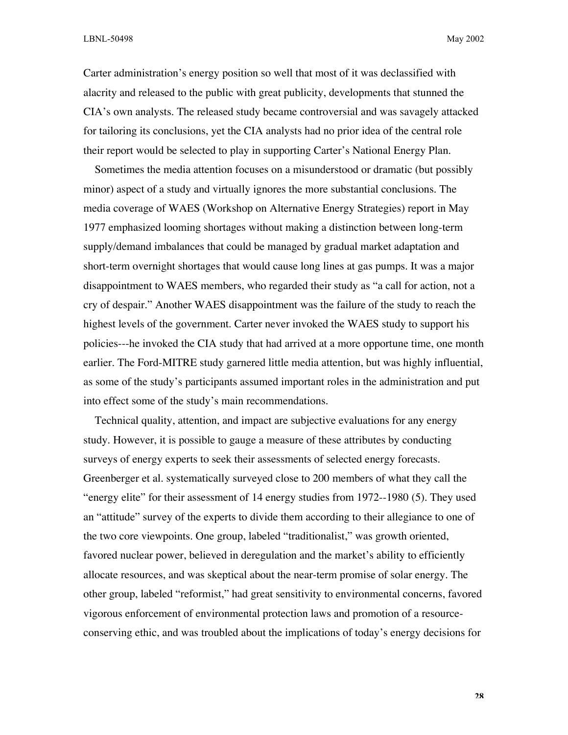Carter administration's energy position so well that most of it was declassified with alacrity and released to the public with great publicity, developments that stunned the CIA's own analysts. The released study became controversial and was savagely attacked for tailoring its conclusions, yet the CIA analysts had no prior idea of the central role their report would be selected to play in supporting Carter's National Energy Plan.

Sometimes the media attention focuses on a misunderstood or dramatic (but possibly minor) aspect of a study and virtually ignores the more substantial conclusions. The media coverage of WAES (Workshop on Alternative Energy Strategies) report in May 1977 emphasized looming shortages without making a distinction between long-term supply/demand imbalances that could be managed by gradual market adaptation and short-term overnight shortages that would cause long lines at gas pumps. It was a major disappointment to WAES members, who regarded their study as "a call for action, not a cry of despair." Another WAES disappointment was the failure of the study to reach the highest levels of the government. Carter never invoked the WAES study to support his policies---he invoked the CIA study that had arrived at a more opportune time, one month earlier. The Ford-MITRE study garnered little media attention, but was highly influential, as some of the study's participants assumed important roles in the administration and put into effect some of the study's main recommendations.

Technical quality, attention, and impact are subjective evaluations for any energy study. However, it is possible to gauge a measure of these attributes by conducting surveys of energy experts to seek their assessments of selected energy forecasts. Greenberger et al. systematically surveyed close to 200 members of what they call the "energy elite" for their assessment of 14 energy studies from 1972--1980 (5). They used an "attitude" survey of the experts to divide them according to their allegiance to one of the two core viewpoints. One group, labeled "traditionalist," was growth oriented, favored nuclear power, believed in deregulation and the market's ability to efficiently allocate resources, and was skeptical about the near-term promise of solar energy. The other group, labeled "reformist," had great sensitivity to environmental concerns, favored vigorous enforcement of environmental protection laws and promotion of a resource-conserving ethic, and was troubled about the implications of today's energy decisions for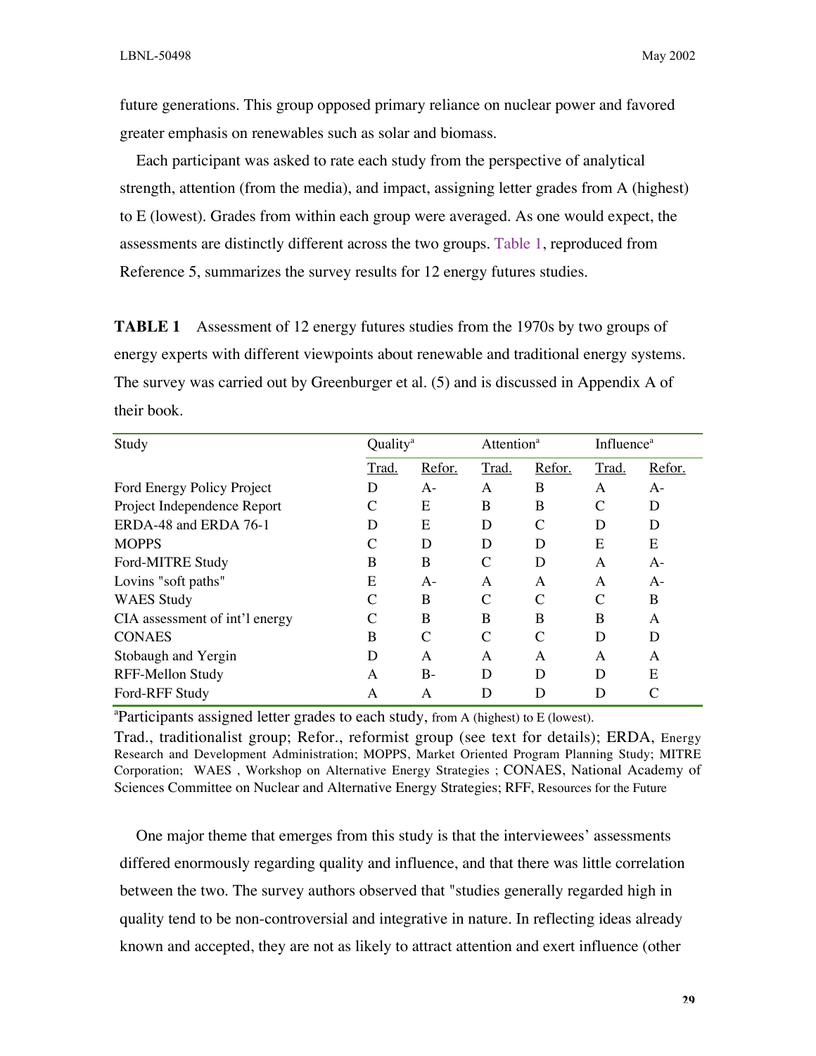future generations. This group opposed primary reliance on nuclear power and favored greater emphasis on renewables such as solar and biomass.

Each participant was asked to rate each study from the perspective of analytical strength, attention (from the media), and impact, assigning letter grades from A (highest) to E (lowest). Grades from within each group were averaged. As one would expect, the assessments are distinctly different across the two groups. Table 1, reproduced from Reference 5, summarizes the survey results for 12 energy futures studies.

**TABLE 1** Assessment of 12 energy futures studies from the 1970s by two groups of energy experts with different viewpoints about renewable and traditional energy systems. The survey was carried out by Greenburger et al. (5) and is discussed in Appendix A of their book.

| Study | Quality[a] | | Attention[a] | | Influence[a] | |
|---|---|---|---|---|---|---|
| | Trad. | Refor. | Trad. | Refor. | Trad. | Refor. |
| Ford Energy Policy Project | D | A- | A | B | A | A- |
| Project Independence Report | C | E | B | B | C | D |
| ERDA-48 and ERDA 76-1 | D | E | D | C | D | D |
| MOPPS | C | D | D | D | E | E |
| Ford-MITRE Study | B | B | C | D | A | A- |
| Lovins "soft paths" | E | A- | A | A | A | A- |
| WAES Study | C | B | C | C | C | B |
| CIA assessment of int'l energy | C | B | B | B | B | A |
| CONAES | B | C | C | C | D | D |
| Stobaugh and Yergin | D | A | A | A | A | A |
| RFF-Mellon Study | A | B- | D | D | D | E |
| Ford-RFF Study | A | A | D | D | D | C |

[a]Participants assigned letter grades to each study, from A (highest) to E (lowest).

Trad., traditionalist group; Refor., reformist group (see text for details); ERDA, Energy Research and Development Administration; MOPPS, Market Oriented Program Planning Study; MITRE Corporation; WAES, Workshop on Alternative Energy Strategies; CONAES, National Academy of Sciences Committee on Nuclear and Alternative Energy Strategies; RFF, Resources for the Future

One major theme that emerges from this study is that the interviewees' assessments differed enormously regarding quality and influence, and that there was little correlation between the two. The survey authors observed that "studies generally regarded high in quality tend to be non-controversial and integrative in nature. In reflecting ideas already known and accepted, they are not as likely to attract attention and exert influence (other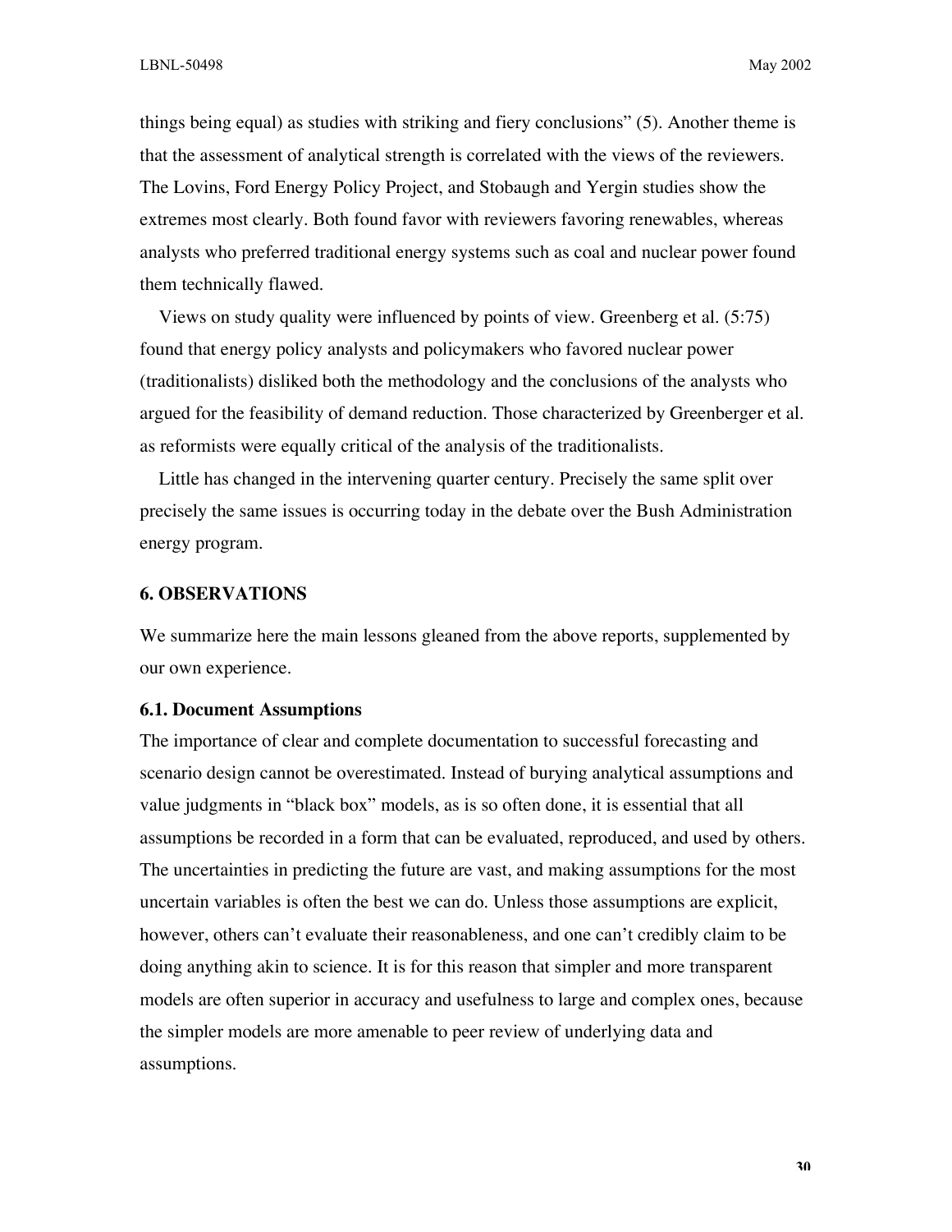things being equal) as studies with striking and fiery conclusions" (5). Another theme is that the assessment of analytical strength is correlated with the views of the reviewers. The Lovins, Ford Energy Policy Project, and Stobaugh and Yergin studies show the extremes most clearly. Both found favor with reviewers favoring renewables, whereas analysts who preferred traditional energy systems such as coal and nuclear power found them technically flawed.

Views on study quality were influenced by points of view. Greenberg et al. (5:75) found that energy policy analysts and policymakers who favored nuclear power (traditionalists) disliked both the methodology and the conclusions of the analysts who argued for the feasibility of demand reduction. Those characterized by Greenberger et al. as reformists were equally critical of the analysis of the traditionalists.

Little has changed in the intervening quarter century. Precisely the same split over precisely the same issues is occurring today in the debate over the Bush Administration energy program.

## 6. OBSERVATIONS

We summarize here the main lessons gleaned from the above reports, supplemented by our own experience.

### 6.1. Document Assumptions

The importance of clear and complete documentation to successful forecasting and scenario design cannot be overestimated. Instead of burying analytical assumptions and value judgments in "black box" models, as is so often done, it is essential that all assumptions be recorded in a form that can be evaluated, reproduced, and used by others. The uncertainties in predicting the future are vast, and making assumptions for the most uncertain variables is often the best we can do. Unless those assumptions are explicit, however, others can't evaluate their reasonableness, and one can't credibly claim to be doing anything akin to science. It is for this reason that simpler and more transparent models are often superior in accuracy and usefulness to large and complex ones, because the simpler models are more amenable to peer review of underlying data and assumptions.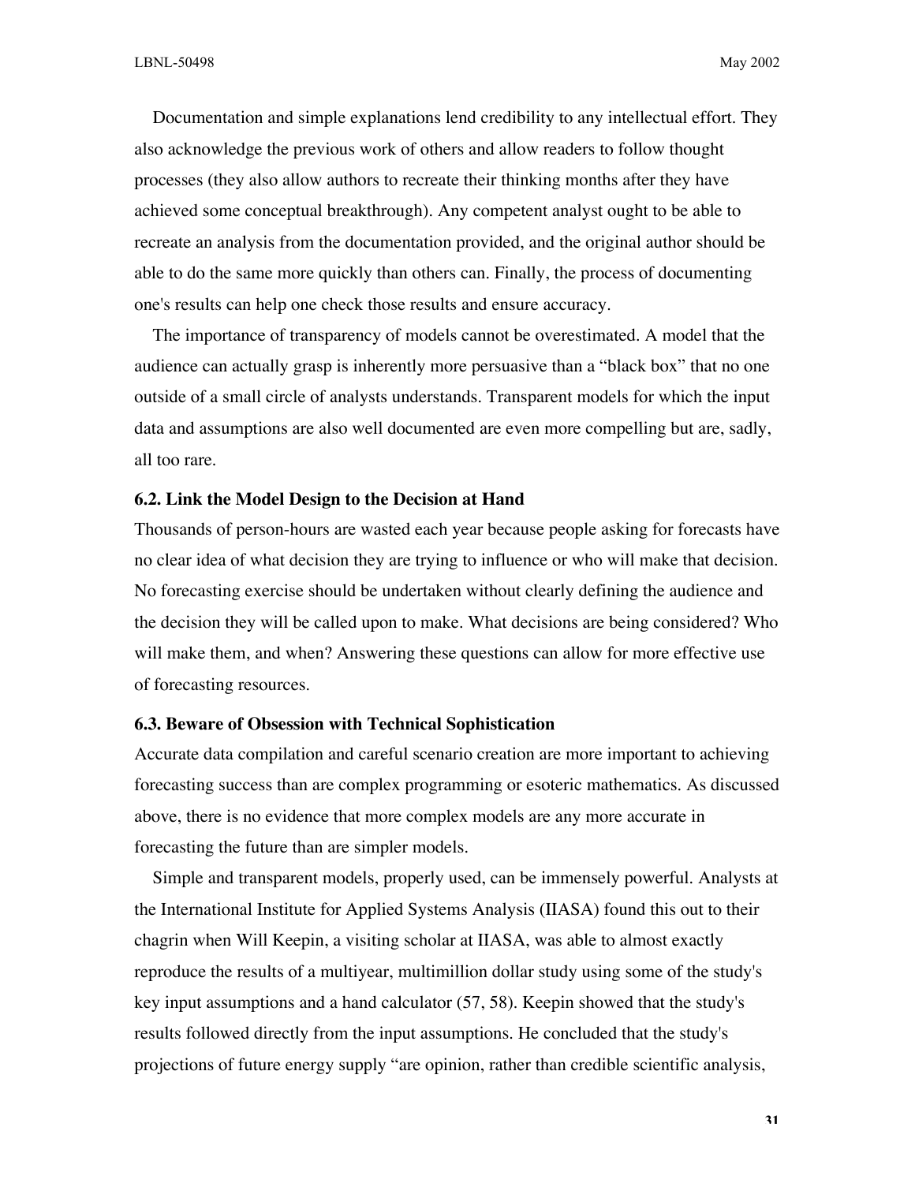Documentation and simple explanations lend credibility to any intellectual effort. They also acknowledge the previous work of others and allow readers to follow thought processes (they also allow authors to recreate their thinking months after they have achieved some conceptual breakthrough). Any competent analyst ought to be able to recreate an analysis from the documentation provided, and the original author should be able to do the same more quickly than others can. Finally, the process of documenting one's results can help one check those results and ensure accuracy.

The importance of transparency of models cannot be overestimated. A model that the audience can actually grasp is inherently more persuasive than a "black box" that no one outside of a small circle of analysts understands. Transparent models for which the input data and assumptions are also well documented are even more compelling but are, sadly, all too rare.

### 6.2. Link the Model Design to the Decision at Hand

Thousands of person-hours are wasted each year because people asking for forecasts have no clear idea of what decision they are trying to influence or who will make that decision. No forecasting exercise should be undertaken without clearly defining the audience and the decision they will be called upon to make. What decisions are being considered? Who will make them, and when? Answering these questions can allow for more effective use of forecasting resources.

### 6.3. Beware of Obsession with Technical Sophistication

Accurate data compilation and careful scenario creation are more important to achieving forecasting success than are complex programming or esoteric mathematics. As discussed above, there is no evidence that more complex models are any more accurate in forecasting the future than are simpler models.

Simple and transparent models, properly used, can be immensely powerful. Analysts at the International Institute for Applied Systems Analysis (IIASA) found this out to their chagrin when Will Keepin, a visiting scholar at IIASA, was able to almost exactly reproduce the results of a multiyear, multimillion dollar study using some of the study's key input assumptions and a hand calculator (57, 58). Keepin showed that the study's results followed directly from the input assumptions. He concluded that the study's projections of future energy supply "are opinion, rather than credible scientific analysis,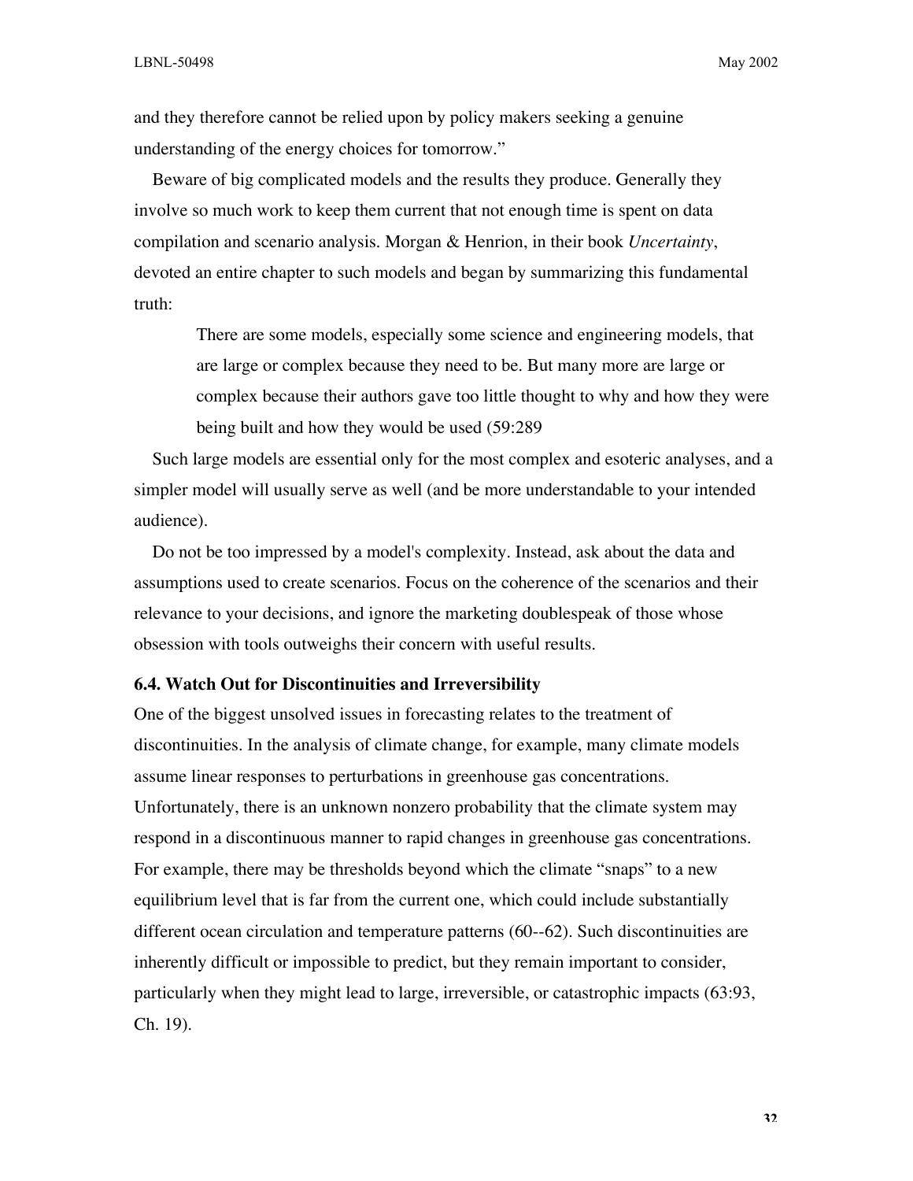and they therefore cannot be relied upon by policy makers seeking a genuine understanding of the energy choices for tomorrow."

Beware of big complicated models and the results they produce. Generally they involve so much work to keep them current that not enough time is spent on data compilation and scenario analysis. Morgan & Henrion, in their book *Uncertainty*, devoted an entire chapter to such models and began by summarizing this fundamental truth:

> There are some models, especially some science and engineering models, that are large or complex because they need to be. But many more are large or complex because their authors gave too little thought to why and how they were being built and how they would be used (59:289

Such large models are essential only for the most complex and esoteric analyses, and a simpler model will usually serve as well (and be more understandable to your intended audience).

Do not be too impressed by a model's complexity. Instead, ask about the data and assumptions used to create scenarios. Focus on the coherence of the scenarios and their relevance to your decisions, and ignore the marketing doublespeak of those whose obsession with tools outweighs their concern with useful results.

### 6.4. Watch Out for Discontinuities and Irreversibility

One of the biggest unsolved issues in forecasting relates to the treatment of discontinuities. In the analysis of climate change, for example, many climate models assume linear responses to perturbations in greenhouse gas concentrations. Unfortunately, there is an unknown nonzero probability that the climate system may respond in a discontinuous manner to rapid changes in greenhouse gas concentrations. For example, there may be thresholds beyond which the climate "snaps" to a new equilibrium level that is far from the current one, which could include substantially different ocean circulation and temperature patterns (60--62). Such discontinuities are inherently difficult or impossible to predict, but they remain important to consider, particularly when they might lead to large, irreversible, or catastrophic impacts (63:93, Ch. 19).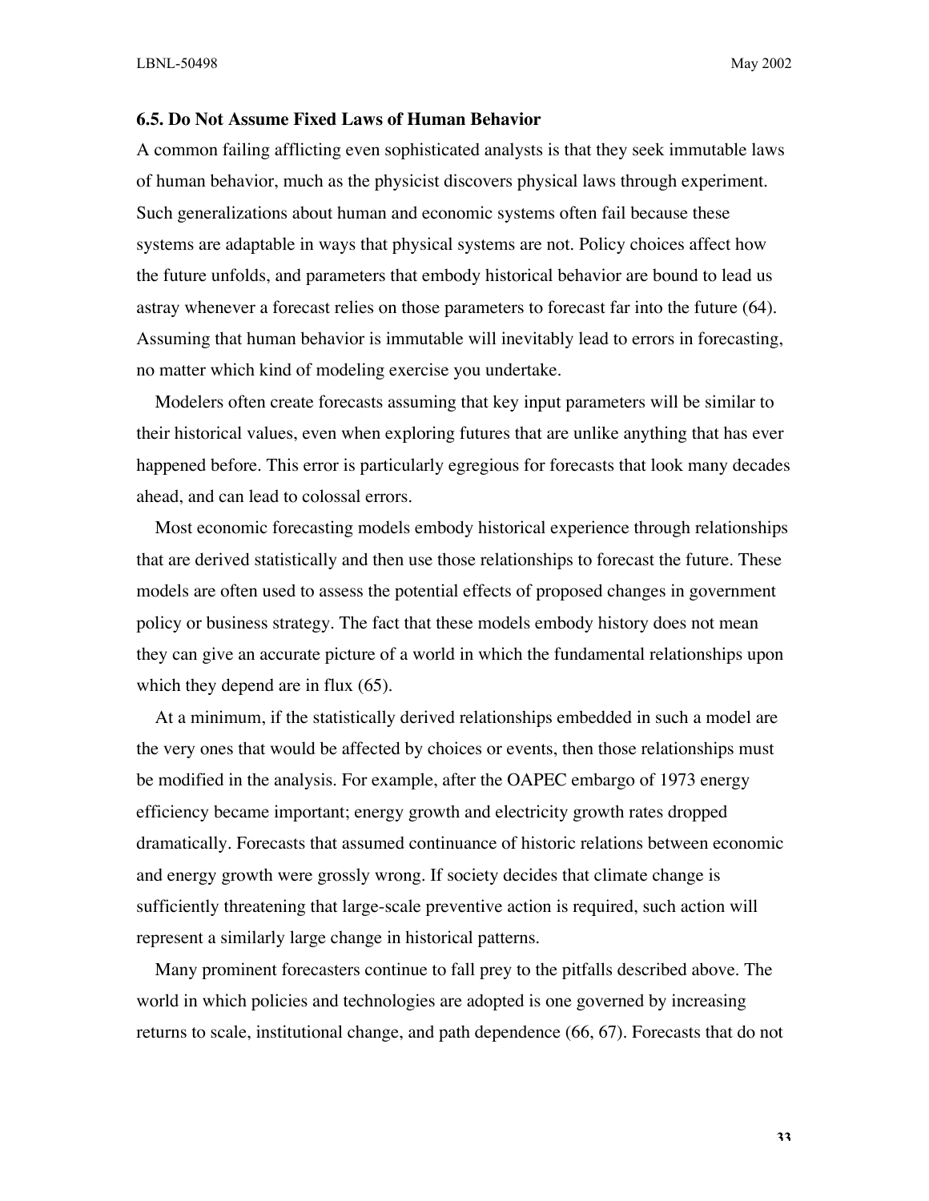### 6.5. Do Not Assume Fixed Laws of Human Behavior

A common failing afflicting even sophisticated analysts is that they seek immutable laws of human behavior, much as the physicist discovers physical laws through experiment. Such generalizations about human and economic systems often fail because these systems are adaptable in ways that physical systems are not. Policy choices affect how the future unfolds, and parameters that embody historical behavior are bound to lead us astray whenever a forecast relies on those parameters to forecast far into the future (64). Assuming that human behavior is immutable will inevitably lead to errors in forecasting, no matter which kind of modeling exercise you undertake.

Modelers often create forecasts assuming that key input parameters will be similar to their historical values, even when exploring futures that are unlike anything that has ever happened before. This error is particularly egregious for forecasts that look many decades ahead, and can lead to colossal errors.

Most economic forecasting models embody historical experience through relationships that are derived statistically and then use those relationships to forecast the future. These models are often used to assess the potential effects of proposed changes in government policy or business strategy. The fact that these models embody history does not mean they can give an accurate picture of a world in which the fundamental relationships upon which they depend are in flux (65).

At a minimum, if the statistically derived relationships embedded in such a model are the very ones that would be affected by choices or events, then those relationships must be modified in the analysis. For example, after the OAPEC embargo of 1973 energy efficiency became important; energy growth and electricity growth rates dropped dramatically. Forecasts that assumed continuance of historic relations between economic and energy growth were grossly wrong. If society decides that climate change is sufficiently threatening that large-scale preventive action is required, such action will represent a similarly large change in historical patterns.

Many prominent forecasters continue to fall prey to the pitfalls described above. The world in which policies and technologies are adopted is one governed by increasing returns to scale, institutional change, and path dependence (66, 67). Forecasts that do not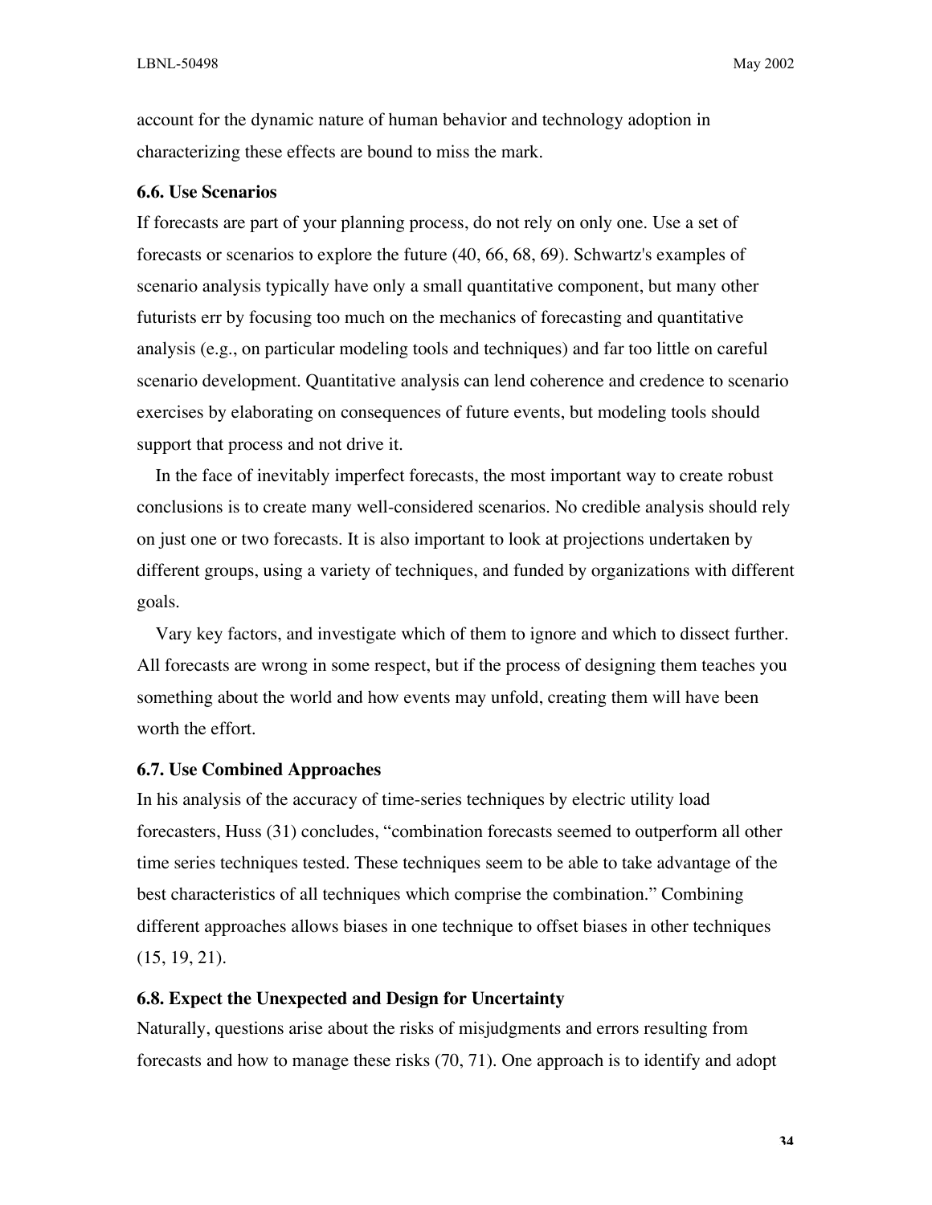account for the dynamic nature of human behavior and technology adoption in characterizing these effects are bound to miss the mark.

### 6.6. Use Scenarios

If forecasts are part of your planning process, do not rely on only one. Use a set of forecasts or scenarios to explore the future (40, 66, 68, 69). Schwartz's examples of scenario analysis typically have only a small quantitative component, but many other futurists err by focusing too much on the mechanics of forecasting and quantitative analysis (e.g., on particular modeling tools and techniques) and far too little on careful scenario development. Quantitative analysis can lend coherence and credence to scenario exercises by elaborating on consequences of future events, but modeling tools should support that process and not drive it.

In the face of inevitably imperfect forecasts, the most important way to create robust conclusions is to create many well-considered scenarios. No credible analysis should rely on just one or two forecasts. It is also important to look at projections undertaken by different groups, using a variety of techniques, and funded by organizations with different goals.

Vary key factors, and investigate which of them to ignore and which to dissect further. All forecasts are wrong in some respect, but if the process of designing them teaches you something about the world and how events may unfold, creating them will have been worth the effort.

### 6.7. Use Combined Approaches

In his analysis of the accuracy of time-series techniques by electric utility load forecasters, Huss (31) concludes, "combination forecasts seemed to outperform all other time series techniques tested. These techniques seem to be able to take advantage of the best characteristics of all techniques which comprise the combination." Combining different approaches allows biases in one technique to offset biases in other techniques (15, 19, 21).

### 6.8. Expect the Unexpected and Design for Uncertainty

Naturally, questions arise about the risks of misjudgments and errors resulting from forecasts and how to manage these risks (70, 71). One approach is to identify and adopt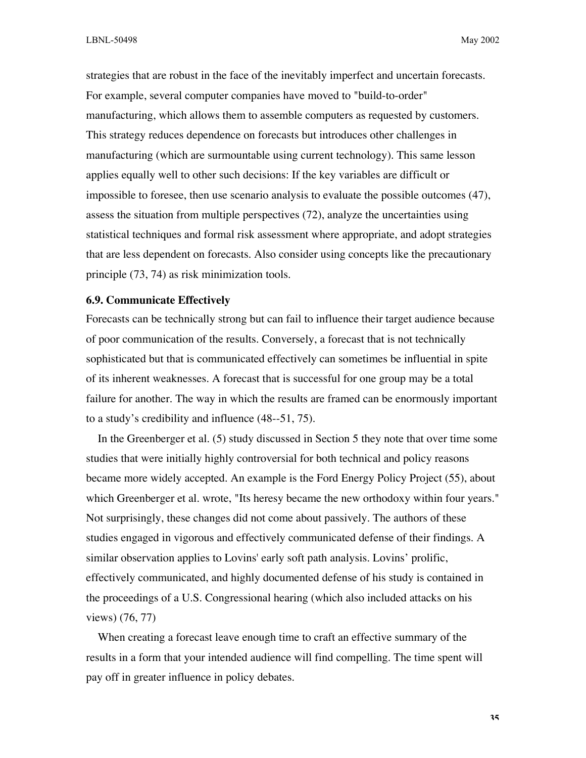strategies that are robust in the face of the inevitably imperfect and uncertain forecasts. For example, several computer companies have moved to "build-to-order" manufacturing, which allows them to assemble computers as requested by customers. This strategy reduces dependence on forecasts but introduces other challenges in manufacturing (which are surmountable using current technology). This same lesson applies equally well to other such decisions: If the key variables are difficult or impossible to foresee, then use scenario analysis to evaluate the possible outcomes (47), assess the situation from multiple perspectives (72), analyze the uncertainties using statistical techniques and formal risk assessment where appropriate, and adopt strategies that are less dependent on forecasts. Also consider using concepts like the precautionary principle (73, 74) as risk minimization tools.

### 6.9. Communicate Effectively

Forecasts can be technically strong but can fail to influence their target audience because of poor communication of the results. Conversely, a forecast that is not technically sophisticated but that is communicated effectively can sometimes be influential in spite of its inherent weaknesses. A forecast that is successful for one group may be a total failure for another. The way in which the results are framed can be enormously important to a study's credibility and influence (48--51, 75).

In the Greenberger et al. (5) study discussed in Section 5 they note that over time some studies that were initially highly controversial for both technical and policy reasons became more widely accepted. An example is the Ford Energy Policy Project (55), about which Greenberger et al. wrote, "Its heresy became the new orthodoxy within four years." Not surprisingly, these changes did not come about passively. The authors of these studies engaged in vigorous and effectively communicated defense of their findings. A similar observation applies to Lovins' early soft path analysis. Lovins' prolific, effectively communicated, and highly documented defense of his study is contained in the proceedings of a U.S. Congressional hearing (which also included attacks on his views) (76, 77)

When creating a forecast leave enough time to craft an effective summary of the results in a form that your intended audience will find compelling. The time spent will pay off in greater influence in policy debates.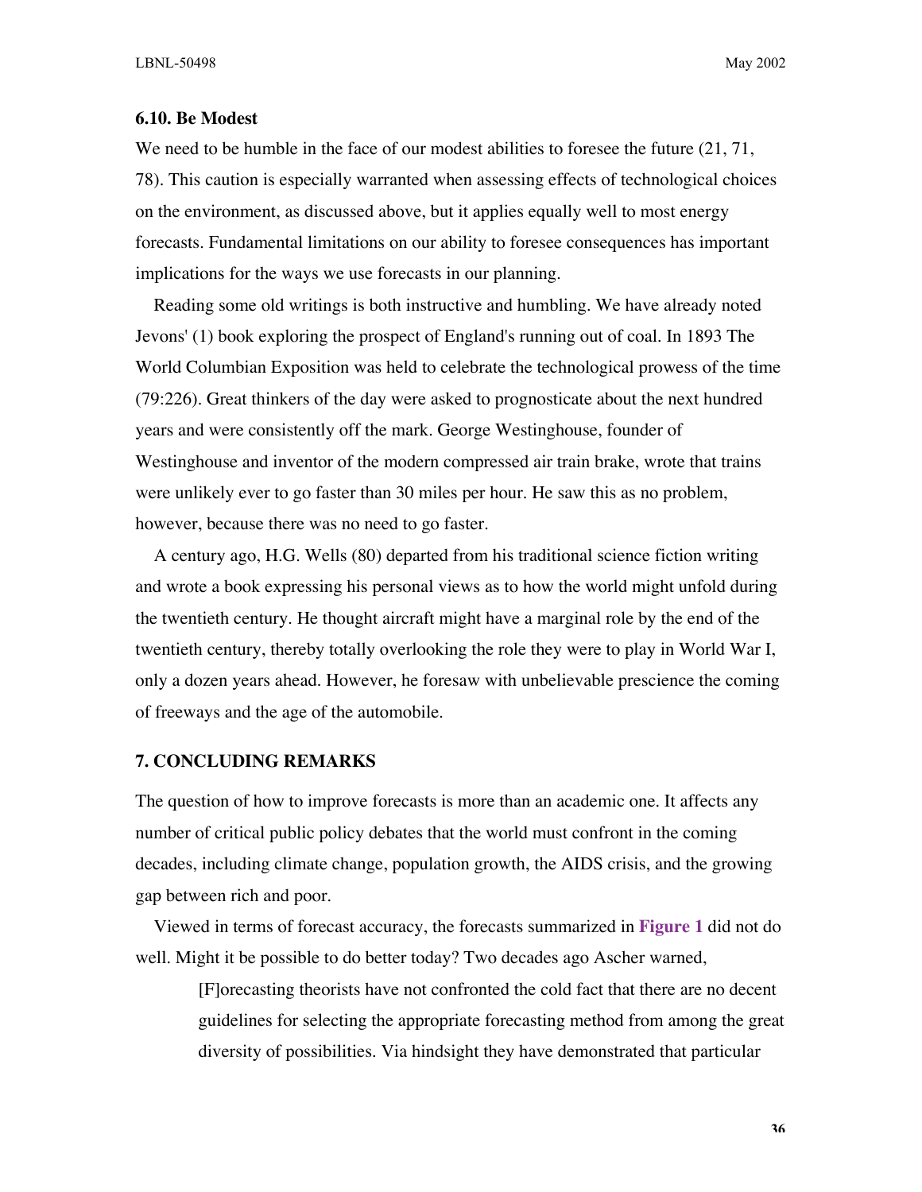### 6.10. Be Modest

We need to be humble in the face of our modest abilities to foresee the future (21, 71, 78). This caution is especially warranted when assessing effects of technological choices on the environment, as discussed above, but it applies equally well to most energy forecasts. Fundamental limitations on our ability to foresee consequences has important implications for the ways we use forecasts in our planning.

Reading some old writings is both instructive and humbling. We have already noted Jevons' (1) book exploring the prospect of England's running out of coal. In 1893 The World Columbian Exposition was held to celebrate the technological prowess of the time (79:226). Great thinkers of the day were asked to prognosticate about the next hundred years and were consistently off the mark. George Westinghouse, founder of Westinghouse and inventor of the modern compressed air train brake, wrote that trains were unlikely ever to go faster than 30 miles per hour. He saw this as no problem, however, because there was no need to go faster.

A century ago, H.G. Wells (80) departed from his traditional science fiction writing and wrote a book expressing his personal views as to how the world might unfold during the twentieth century. He thought aircraft might have a marginal role by the end of the twentieth century, thereby totally overlooking the role they were to play in World War I, only a dozen years ahead. However, he foresaw with unbelievable prescience the coming of freeways and the age of the automobile.

## 7. CONCLUDING REMARKS

The question of how to improve forecasts is more than an academic one. It affects any number of critical public policy debates that the world must confront in the coming decades, including climate change, population growth, the AIDS crisis, and the growing gap between rich and poor.

Viewed in terms of forecast accuracy, the forecasts summarized in **Figure 1** did not do well. Might it be possible to do better today? Two decades ago Ascher warned,

> [F]orecasting theorists have not confronted the cold fact that there are no decent guidelines for selecting the appropriate forecasting method from among the great diversity of possibilities. Via hindsight they have demonstrated that particular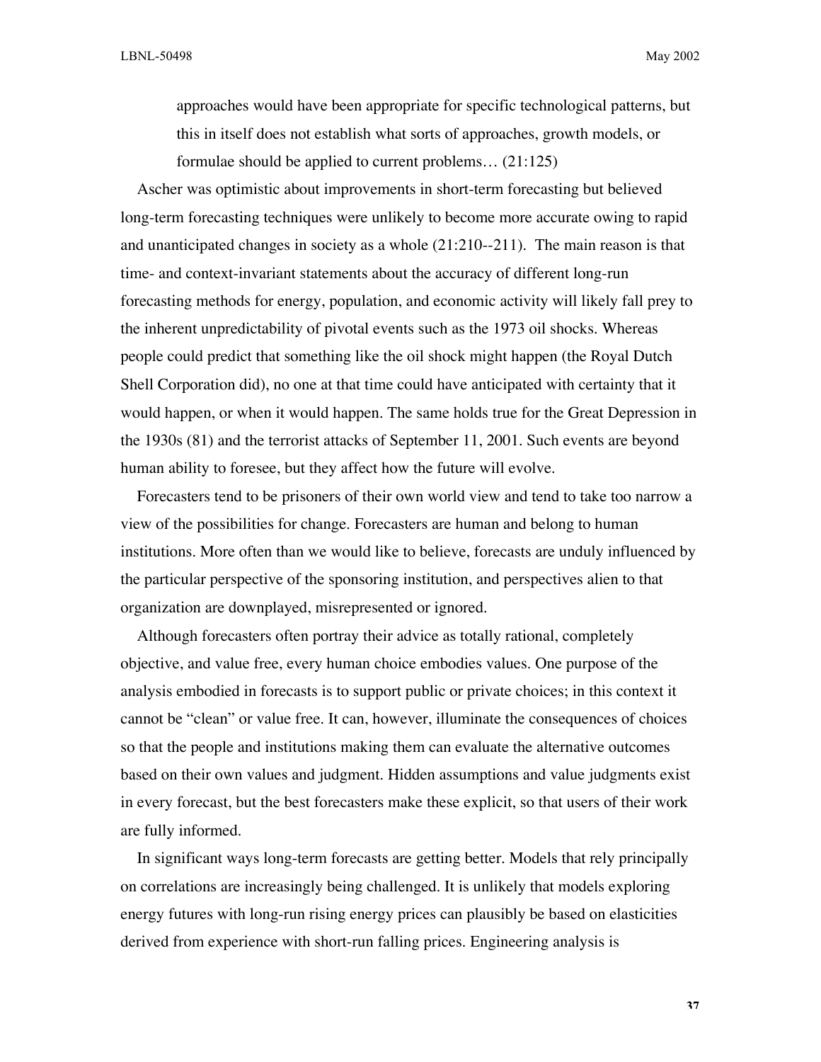> approaches would have been appropriate for specific technological patterns, but this in itself does not establish what sorts of approaches, growth models, or formulae should be applied to current problems… (21:125)

Ascher was optimistic about improvements in short-term forecasting but believed long-term forecasting techniques were unlikely to become more accurate owing to rapid and unanticipated changes in society as a whole (21:210--211). The main reason is that time- and context-invariant statements about the accuracy of different long-run forecasting methods for energy, population, and economic activity will likely fall prey to the inherent unpredictability of pivotal events such as the 1973 oil shocks. Whereas people could predict that something like the oil shock might happen (the Royal Dutch Shell Corporation did), no one at that time could have anticipated with certainty that it would happen, or when it would happen. The same holds true for the Great Depression in the 1930s (81) and the terrorist attacks of September 11, 2001. Such events are beyond human ability to foresee, but they affect how the future will evolve.

Forecasters tend to be prisoners of their own world view and tend to take too narrow a view of the possibilities for change. Forecasters are human and belong to human institutions. More often than we would like to believe, forecasts are unduly influenced by the particular perspective of the sponsoring institution, and perspectives alien to that organization are downplayed, misrepresented or ignored.

Although forecasters often portray their advice as totally rational, completely objective, and value free, every human choice embodies values. One purpose of the analysis embodied in forecasts is to support public or private choices; in this context it cannot be "clean" or value free. It can, however, illuminate the consequences of choices so that the people and institutions making them can evaluate the alternative outcomes based on their own values and judgment. Hidden assumptions and value judgments exist in every forecast, but the best forecasters make these explicit, so that users of their work are fully informed.

In significant ways long-term forecasts are getting better. Models that rely principally on correlations are increasingly being challenged. It is unlikely that models exploring energy futures with long-run rising energy prices can plausibly be based on elasticities derived from experience with short-run falling prices. Engineering analysis is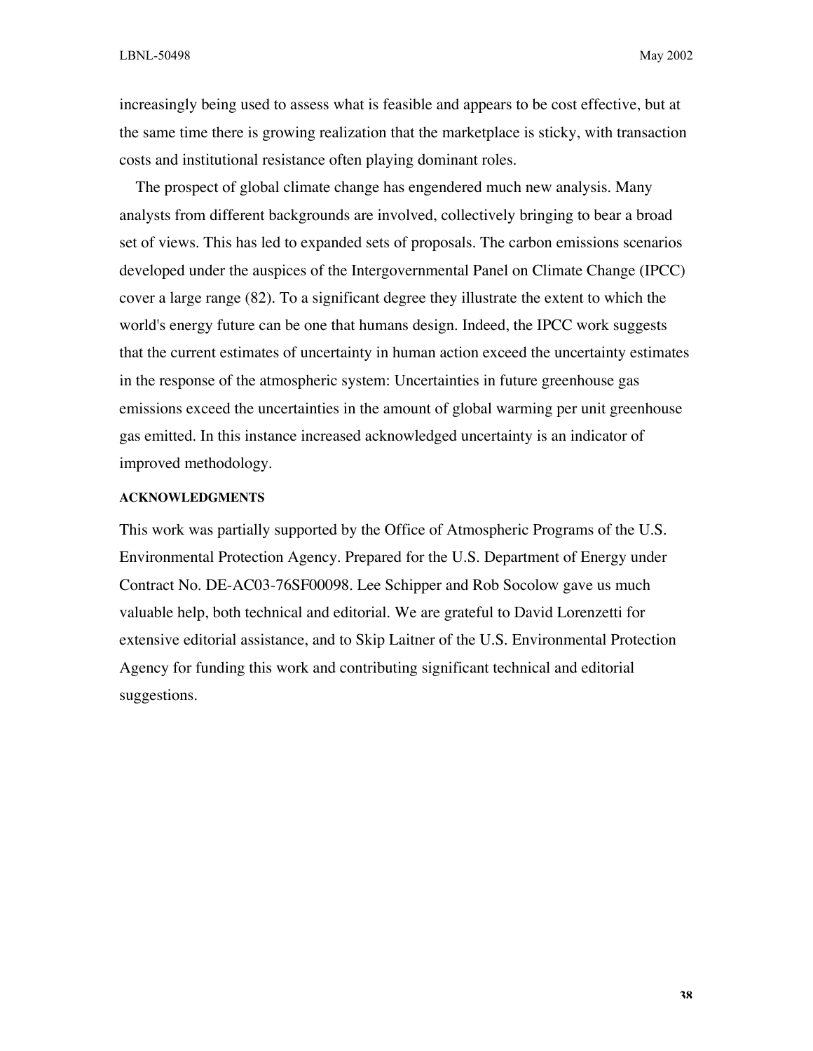increasingly being used to assess what is feasible and appears to be cost effective, but at the same time there is growing realization that the marketplace is sticky, with transaction costs and institutional resistance often playing dominant roles.

The prospect of global climate change has engendered much new analysis. Many analysts from different backgrounds are involved, collectively bringing to bear a broad set of views. This has led to expanded sets of proposals. The carbon emissions scenarios developed under the auspices of the Intergovernmental Panel on Climate Change (IPCC) cover a large range (82). To a significant degree they illustrate the extent to which the world's energy future can be one that humans design. Indeed, the IPCC work suggests that the current estimates of uncertainty in human action exceed the uncertainty estimates in the response of the atmospheric system: Uncertainties in future greenhouse gas emissions exceed the uncertainties in the amount of global warming per unit greenhouse gas emitted. In this instance increased acknowledged uncertainty is an indicator of improved methodology.

#### ACKNOWLEDGMENTS

This work was partially supported by the Office of Atmospheric Programs of the U.S. Environmental Protection Agency. Prepared for the U.S. Department of Energy under Contract No. DE-AC03-76SF00098. Lee Schipper and Rob Socolow gave us much valuable help, both technical and editorial. We are grateful to David Lorenzetti for extensive editorial assistance, and to Skip Laitner of the U.S. Environmental Protection Agency for funding this work and contributing significant technical and editorial suggestions.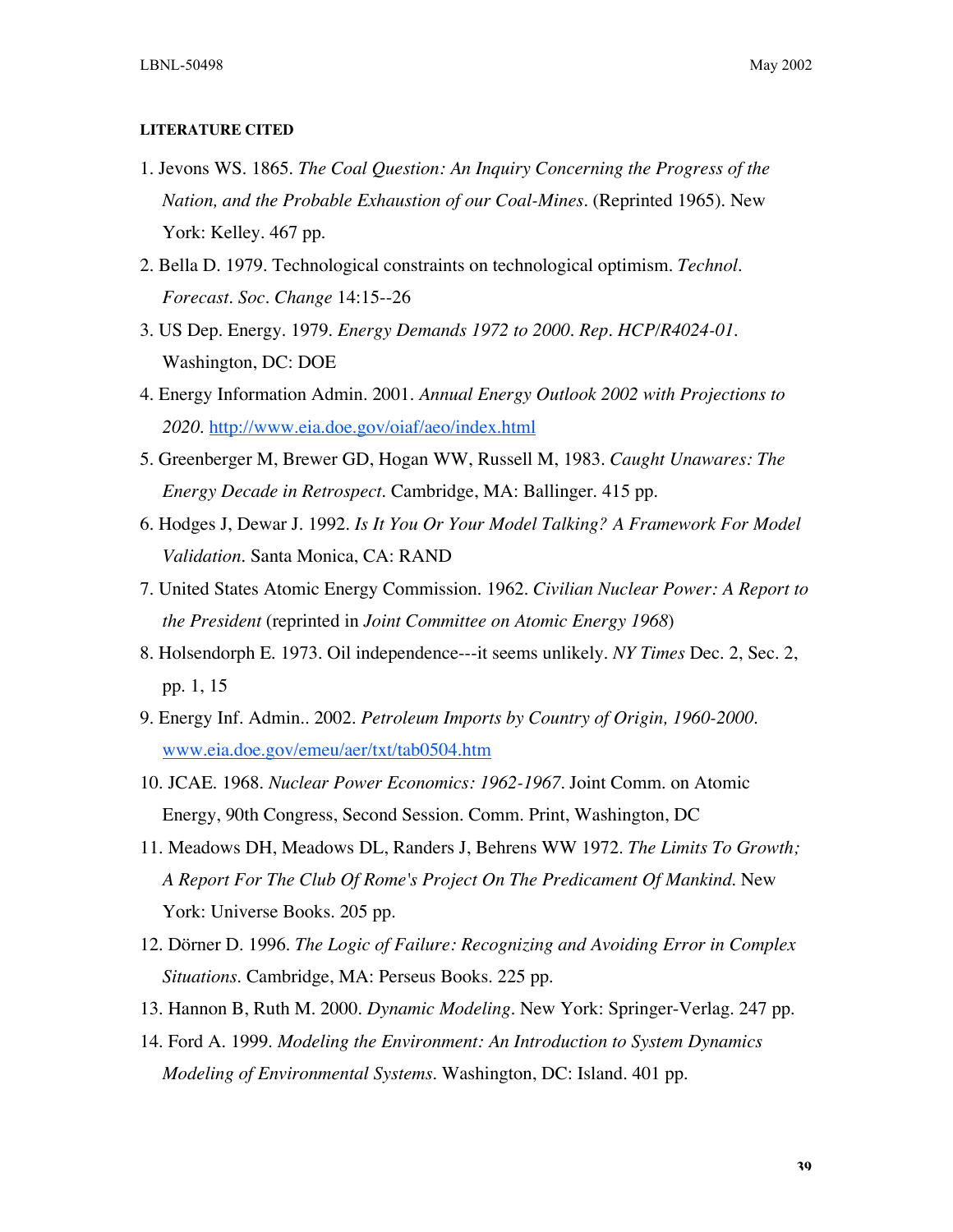#### LITERATURE CITED

1. Jevons WS. 1865. *The Coal Question: An Inquiry Concerning the Progress of the Nation, and the Probable Exhaustion of our Coal-Mines*. (Reprinted 1965). New York: Kelley. 467 pp.
2. Bella D. 1979. Technological constraints on technological optimism. *Technol. Forecast. Soc. Change* 14:15--26
3. US Dep. Energy. 1979. *Energy Demands 1972 to 2000. Rep. HCP/R4024-01*. Washington, DC: DOE
4. Energy Information Admin. 2001. *Annual Energy Outlook 2002 with Projections to 2020*. http://www.eia.doe.gov/oiaf/aeo/index.html
5. Greenberger M, Brewer GD, Hogan WW, Russell M, 1983. *Caught Unawares: The Energy Decade in Retrospect*. Cambridge, MA: Ballinger. 415 pp.
6. Hodges J, Dewar J. 1992. *Is It You Or Your Model Talking? A Framework For Model Validation*. Santa Monica, CA: RAND
7. United States Atomic Energy Commission. 1962. *Civilian Nuclear Power: A Report to the President* (reprinted in *Joint Committee on Atomic Energy 1968*)
8. Holsendorph E. 1973. Oil independence---it seems unlikely. *NY Times* Dec. 2, Sec. 2, pp. 1, 15
9. Energy Inf. Admin.. 2002. *Petroleum Imports by Country of Origin, 1960-2000*. www.eia.doe.gov/emeu/aer/txt/tab0504.htm
10. JCAE. 1968. *Nuclear Power Economics: 1962-1967*. Joint Comm. on Atomic Energy, 90th Congress, Second Session. Comm. Print, Washington, DC
11. Meadows DH, Meadows DL, Randers J, Behrens WW 1972. *The Limits To Growth; A Report For The Club Of Rome's Project On The Predicament Of Mankind*. New York: Universe Books. 205 pp.
12. Dörner D. 1996. *The Logic of Failure: Recognizing and Avoiding Error in Complex Situations*. Cambridge, MA: Perseus Books. 225 pp.
13. Hannon B, Ruth M. 2000. *Dynamic Modeling*. New York: Springer-Verlag. 247 pp.
14. Ford A. 1999. *Modeling the Environment: An Introduction to System Dynamics Modeling of Environmental Systems*. Washington, DC: Island. 401 pp.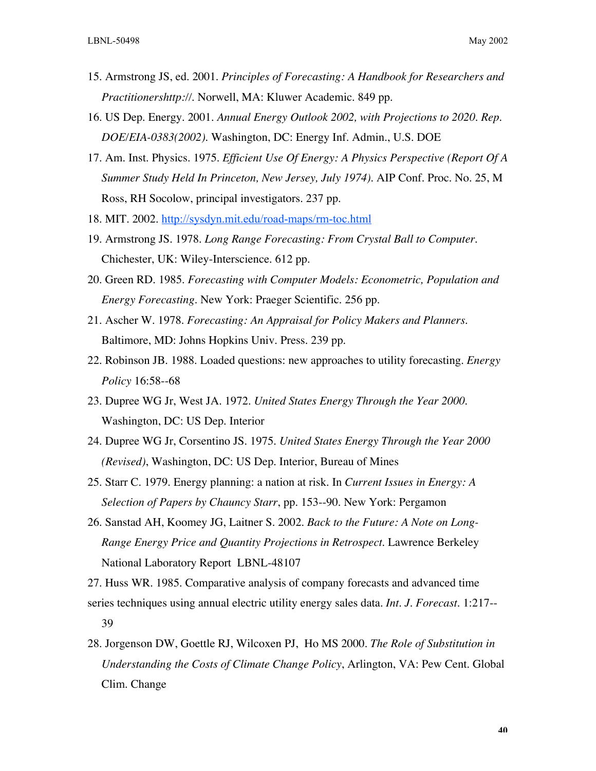15. Armstrong JS, ed. 2001. *Principles of Forecasting: A Handbook for Researchers and Practitionershttp://*. Norwell, MA: Kluwer Academic. 849 pp.
16. US Dep. Energy. 2001. *Annual Energy Outlook 2002, with Projections to 2020. Rep. DOE/EIA-0383(2002).* Washington, DC: Energy Inf. Admin., U.S. DOE
17. Am. Inst. Physics. 1975. *Efficient Use Of Energy: A Physics Perspective (Report Of A Summer Study Held In Princeton, New Jersey, July 1974).* AIP Conf. Proc. No. 25, M Ross, RH Socolow, principal investigators. 237 pp.
18. MIT. 2002. [http://sysdyn.mit.edu/road-maps/rm-toc.html](http://sysdyn.mit.edu/road-maps/rm-toc.html)
19. Armstrong JS. 1978. *Long Range Forecasting: From Crystal Ball to Computer.* Chichester, UK: Wiley-Interscience. 612 pp.
20. Green RD. 1985. *Forecasting with Computer Models: Econometric, Population and Energy Forecasting*. New York: Praeger Scientific. 256 pp.
21. Ascher W. 1978. *Forecasting: An Appraisal for Policy Makers and Planners.* Baltimore, MD: Johns Hopkins Univ. Press. 239 pp.
22. Robinson JB. 1988. Loaded questions: new approaches to utility forecasting. *Energy Policy* 16:58--68
23. Dupree WG Jr, West JA. 1972. *United States Energy Through the Year 2000.* Washington, DC: US Dep. Interior
24. Dupree WG Jr, Corsentino JS. 1975. *United States Energy Through the Year 2000 (Revised)*, Washington, DC: US Dep. Interior, Bureau of Mines
25. Starr C. 1979. Energy planning: a nation at risk. In *Current Issues in Energy: A Selection of Papers by Chauncy Starr*, pp. 153--90. New York: Pergamon
26. Sanstad AH, Koomey JG, Laitner S. 2002. *Back to the Future: A Note on Long-Range Energy Price and Quantity Projections in Retrospect.* Lawrence Berkeley National Laboratory Report LBNL-48107
27. Huss WR. 1985. Comparative analysis of company forecasts and advanced time series techniques using annual electric utility energy sales data. *Int. J. Forecast.* 1:217--39
28. Jorgenson DW, Goettle RJ, Wilcoxen PJ, Ho MS 2000. *The Role of Substitution in Understanding the Costs of Climate Change Policy*, Arlington, VA: Pew Cent. Global Clim. Change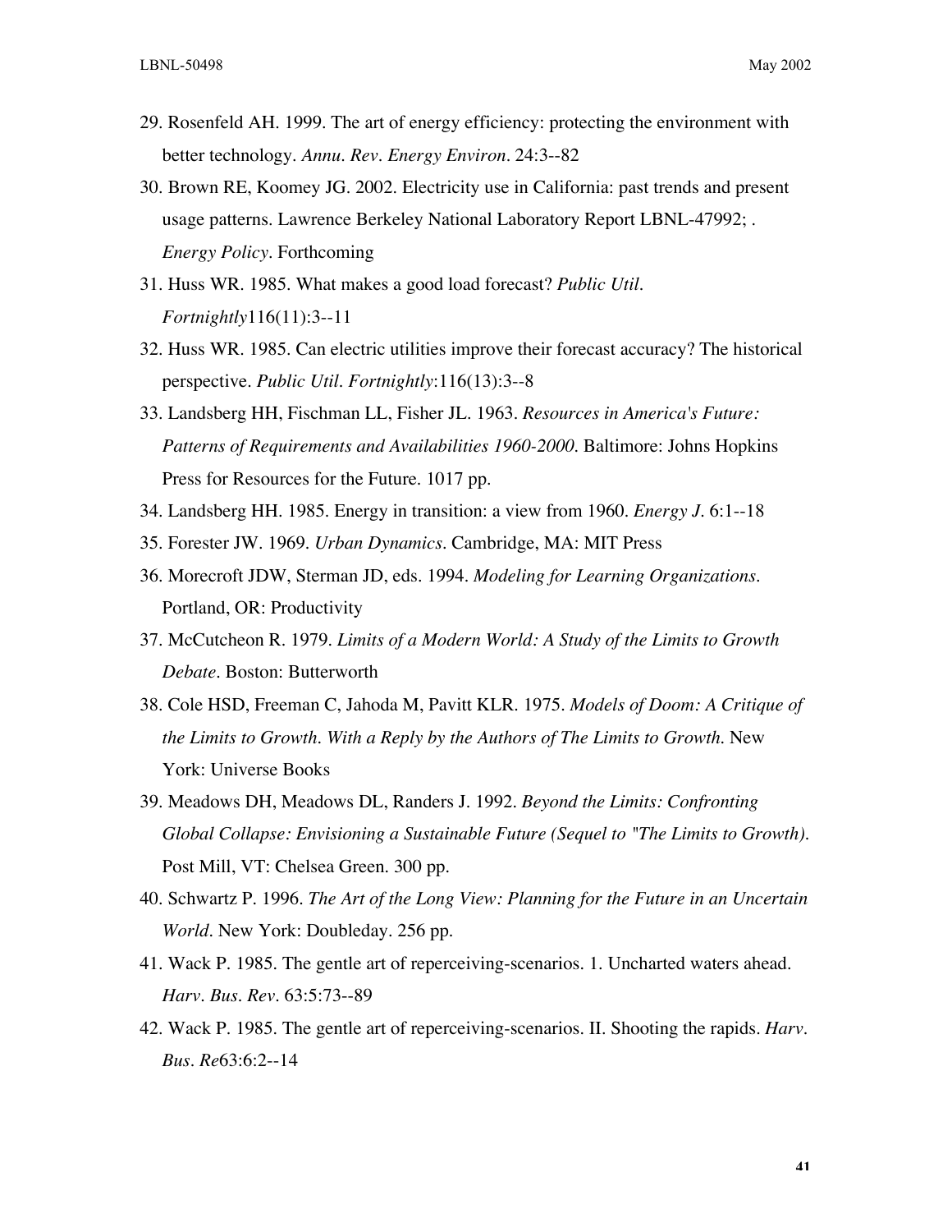29. Rosenfeld AH. 1999. The art of energy efficiency: protecting the environment with better technology. *Annu. Rev. Energy Environ.* 24:3--82

30. Brown RE, Koomey JG. 2002. Electricity use in California: past trends and present usage patterns. Lawrence Berkeley National Laboratory Report LBNL-47992; . *Energy Policy*. Forthcoming

31. Huss WR. 1985. What makes a good load forecast? *Public Util. Fortnightly*116(11):3--11

32. Huss WR. 1985. Can electric utilities improve their forecast accuracy? The historical perspective. *Public Util. Fortnightly*:116(13):3--8

33. Landsberg HH, Fischman LL, Fisher JL. 1963. *Resources in America's Future: Patterns of Requirements and Availabilities 1960-2000.* Baltimore: Johns Hopkins Press for Resources for the Future. 1017 pp.

34. Landsberg HH. 1985. Energy in transition: a view from 1960. *Energy J.* 6:1--18

35. Forester JW. 1969. *Urban Dynamics*. Cambridge, MA: MIT Press

36. Morecroft JDW, Sterman JD, eds. 1994. *Modeling for Learning Organizations.* Portland, OR: Productivity

37. McCutcheon R. 1979. *Limits of a Modern World: A Study of the Limits to Growth Debate*. Boston: Butterworth

38. Cole HSD, Freeman C, Jahoda M, Pavitt KLR. 1975. *Models of Doom: A Critique of the Limits to Growth. With a Reply by the Authors of The Limits to Growth.* New York: Universe Books

39. Meadows DH, Meadows DL, Randers J. 1992. *Beyond the Limits: Confronting Global Collapse: Envisioning a Sustainable Future (Sequel to "The Limits to Growth).* Post Mill, VT: Chelsea Green. 300 pp.

40. Schwartz P. 1996. *The Art of the Long View: Planning for the Future in an Uncertain World.* New York: Doubleday. 256 pp.

41. Wack P. 1985. The gentle art of reperceiving-scenarios. 1. Uncharted waters ahead. *Harv. Bus. Rev.* 63:5:73--89

42. Wack P. 1985. The gentle art of reperceiving-scenarios. II. Shooting the rapids. *Harv. Bus. Re*63:6:2--14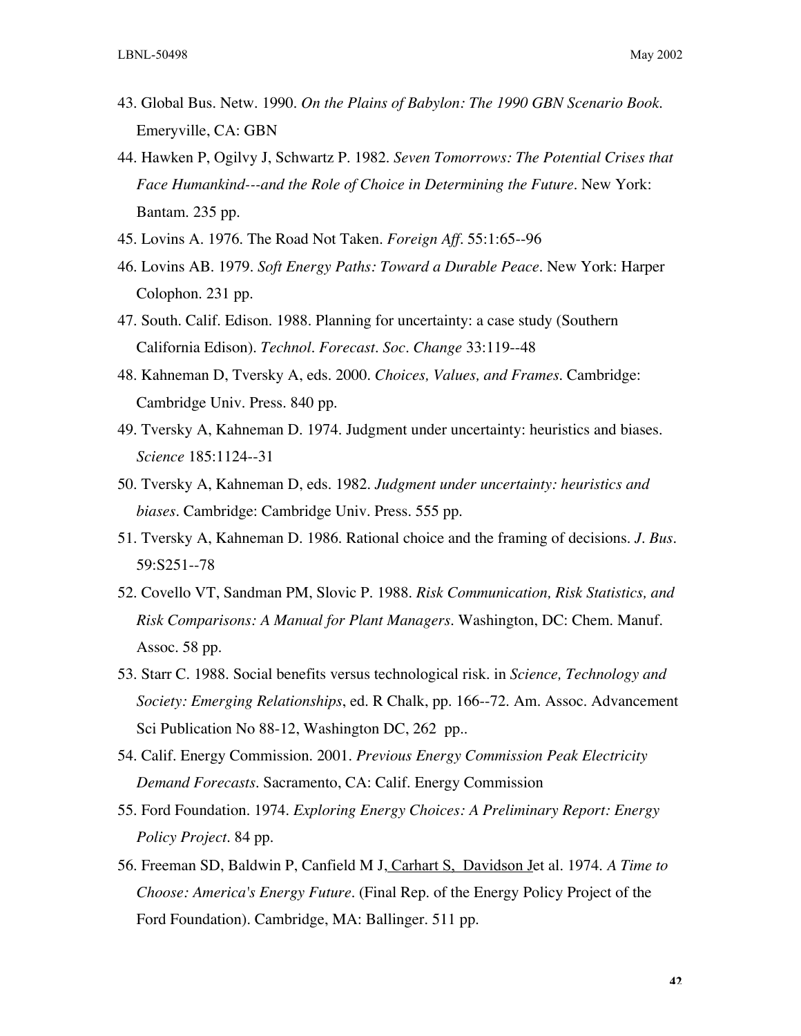43. Global Bus. Netw. 1990. *On the Plains of Babylon: The 1990 GBN Scenario Book*. Emeryville, CA: GBN

44. Hawken P, Ogilvy J, Schwartz P. 1982. *Seven Tomorrows: The Potential Crises that Face Humankind---and the Role of Choice in Determining the Future*. New York: Bantam. 235 pp.

45. Lovins A. 1976. The Road Not Taken. *Foreign Aff.* 55:1:65--96

46. Lovins AB. 1979. *Soft Energy Paths: Toward a Durable Peace*. New York: Harper Colophon. 231 pp.

47. South. Calif. Edison. 1988. Planning for uncertainty: a case study (Southern California Edison). *Technol. Forecast. Soc. Change* 33:119--48

48. Kahneman D, Tversky A, eds. 2000. *Choices, Values, and Frames*. Cambridge: Cambridge Univ. Press. 840 pp.

49. Tversky A, Kahneman D. 1974. Judgment under uncertainty: heuristics and biases. *Science* 185:1124--31

50. Tversky A, Kahneman D, eds. 1982. *Judgment under uncertainty: heuristics and biases*. Cambridge: Cambridge Univ. Press. 555 pp.

51. Tversky A, Kahneman D. 1986. Rational choice and the framing of decisions. *J. Bus.* 59:S251--78

52. Covello VT, Sandman PM, Slovic P. 1988. *Risk Communication, Risk Statistics, and Risk Comparisons: A Manual for Plant Managers*. Washington, DC: Chem. Manuf. Assoc. 58 pp.

53. Starr C. 1988. Social benefits versus technological risk. in *Science, Technology and Society: Emerging Relationships*, ed. R Chalk, pp. 166--72. Am. Assoc. Advancement Sci Publication No 88-12, Washington DC, 262 pp..

54. Calif. Energy Commission. 2001. *Previous Energy Commission Peak Electricity Demand Forecasts*. Sacramento, CA: Calif. Energy Commission

55. Ford Foundation. 1974. *Exploring Energy Choices: A Preliminary Report: Energy Policy Project*. 84 pp.

56. Freeman SD, Baldwin P, Canfield M J, Carhart S, Davidson Jet al. 1974. *A Time to Choose: America's Energy Future*. (Final Rep. of the Energy Policy Project of the Ford Foundation). Cambridge, MA: Ballinger. 511 pp.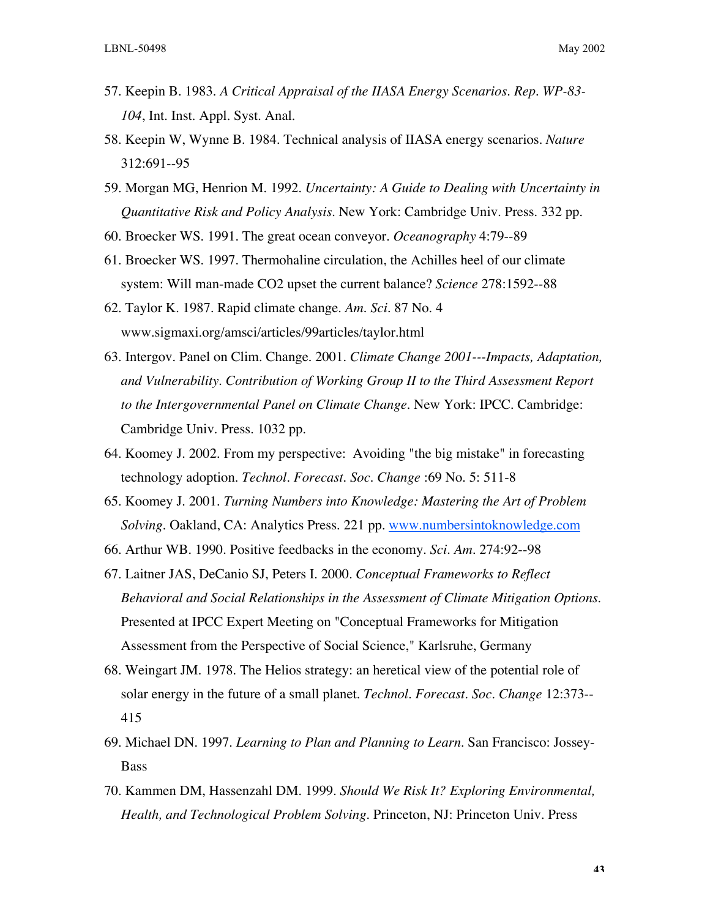57. Keepin B. 1983. *A Critical Appraisal of the IIASA Energy Scenarios. Rep. WP-83-104*, Int. Inst. Appl. Syst. Anal.

58. Keepin W, Wynne B. 1984. Technical analysis of IIASA energy scenarios. *Nature* 312:691--95

59. Morgan MG, Henrion M. 1992. *Uncertainty: A Guide to Dealing with Uncertainty in Quantitative Risk and Policy Analysis*. New York: Cambridge Univ. Press. 332 pp.

60. Broecker WS. 1991. The great ocean conveyor. *Oceanography* 4:79--89

61. Broecker WS. 1997. Thermohaline circulation, the Achilles heel of our climate system: Will man-made CO2 upset the current balance? *Science* 278:1592--88

62. Taylor K. 1987. Rapid climate change. *Am. Sci.* 87 No. 4 www.sigmaxi.org/amsci/articles/99articles/taylor.html

63. Intergov. Panel on Clim. Change. 2001. *Climate Change 2001---Impacts, Adaptation, and Vulnerability. Contribution of Working Group II to the Third Assessment Report to the Intergovernmental Panel on Climate Change*. New York: IPCC. Cambridge: Cambridge Univ. Press. 1032 pp.

64. Koomey J. 2002. From my perspective: Avoiding "the big mistake" in forecasting technology adoption. *Technol. Forecast. Soc. Change* :69 No. 5: 511-8

65. Koomey J. 2001. *Turning Numbers into Knowledge: Mastering the Art of Problem Solving*. Oakland, CA: Analytics Press. 221 pp. [www.numbersintoknowledge.com](http://www.numbersintoknowledge.com)

66. Arthur WB. 1990. Positive feedbacks in the economy. *Sci. Am.* 274:92--98

67. Laitner JAS, DeCanio SJ, Peters I. 2000. *Conceptual Frameworks to Reflect Behavioral and Social Relationships in the Assessment of Climate Mitigation Options.* Presented at IPCC Expert Meeting on "Conceptual Frameworks for Mitigation Assessment from the Perspective of Social Science," Karlsruhe, Germany

68. Weingart JM. 1978. The Helios strategy: an heretical view of the potential role of solar energy in the future of a small planet. *Technol. Forecast. Soc. Change* 12:373--415

69. Michael DN. 1997. *Learning to Plan and Planning to Learn*. San Francisco: Jossey-Bass

70. Kammen DM, Hassenzahl DM. 1999. *Should We Risk It? Exploring Environmental, Health, and Technological Problem Solving*. Princeton, NJ: Princeton Univ. Press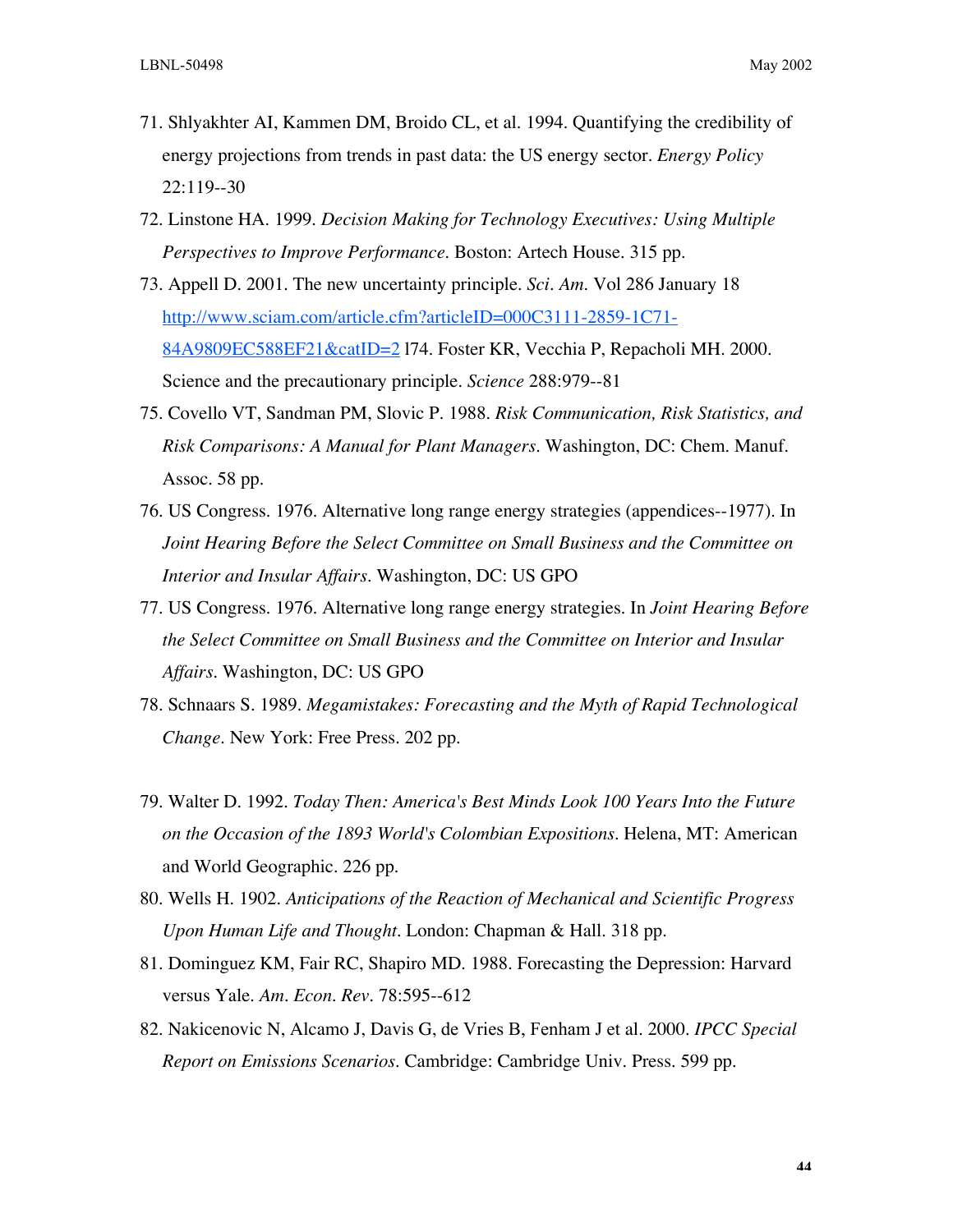71. Shlyakhter AI, Kammen DM, Broido CL, et al. 1994. Quantifying the credibility of energy projections from trends in past data: the US energy sector. *Energy Policy* 22:119--30

72. Linstone HA. 1999. *Decision Making for Technology Executives: Using Multiple Perspectives to Improve Performance*. Boston: Artech House. 315 pp.

73. Appell D. 2001. The new uncertainty principle. *Sci. Am.* Vol 286 January 18 http://www.sciam.com/article.cfm?articleID=000C3111-2859-1C71-84A9809EC588EF21&catID=2 l74. Foster KR, Vecchia P, Repacholi MH. 2000. Science and the precautionary principle. *Science* 288:979--81

75. Covello VT, Sandman PM, Slovic P. 1988. *Risk Communication, Risk Statistics, and Risk Comparisons: A Manual for Plant Managers*. Washington, DC: Chem. Manuf. Assoc. 58 pp.

76. US Congress. 1976. Alternative long range energy strategies (appendices--1977). In *Joint Hearing Before the Select Committee on Small Business and the Committee on Interior and Insular Affairs*. Washington, DC: US GPO

77. US Congress. 1976. Alternative long range energy strategies. In *Joint Hearing Before the Select Committee on Small Business and the Committee on Interior and Insular Affairs*. Washington, DC: US GPO

78. Schnaars S. 1989. *Megamistakes: Forecasting and the Myth of Rapid Technological Change*. New York: Free Press. 202 pp.

79. Walter D. 1992. *Today Then: America's Best Minds Look 100 Years Into the Future on the Occasion of the 1893 World's Colombian Expositions*. Helena, MT: American and World Geographic. 226 pp.

80. Wells H. 1902. *Anticipations of the Reaction of Mechanical and Scientific Progress Upon Human Life and Thought*. London: Chapman & Hall. 318 pp.

81. Dominguez KM, Fair RC, Shapiro MD. 1988. Forecasting the Depression: Harvard versus Yale. *Am. Econ. Rev*. 78:595--612

82. Nakicenovic N, Alcamo J, Davis G, de Vries B, Fenham J et al. 2000. *IPCC Special Report on Emissions Scenarios*. Cambridge: Cambridge Univ. Press. 599 pp.